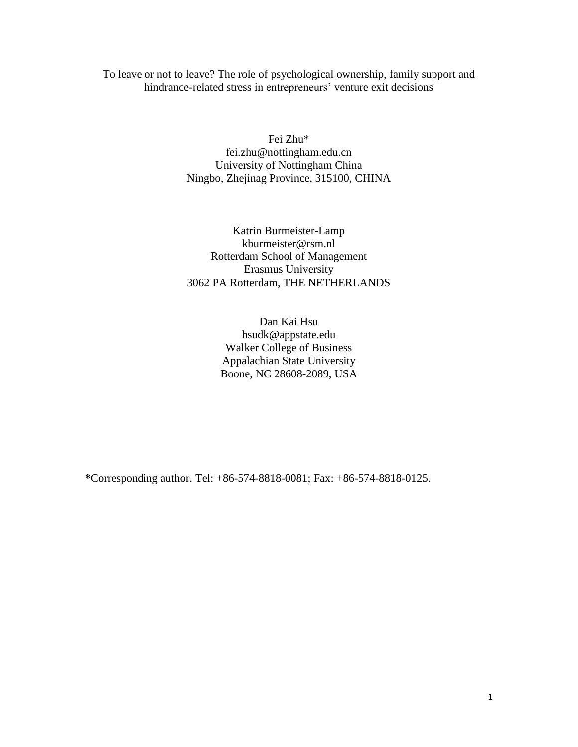# To leave or not to leave? The role of psychological ownership, family support and hindrance-related stress in entrepreneurs' venture exit decisions

Fei Zhu*
fei.zhu@nottingham.edu.cn
University of Nottingham China
Ningbo, Zhejinag Province, 315100, CHINA

Katrin Burmeister-Lamp
kburmeister@rsm.nl
Rotterdam School of Management
Erasmus University
3062 PA Rotterdam, THE NETHERLANDS

Dan Kai Hsu
hsudk@appstate.edu
Walker College of Business
Appalachian State University
Boone, NC 28608-2089, USA

**\***Corresponding author. Tel: +86-574-8818-0081; Fax: +86-574-8818-0125.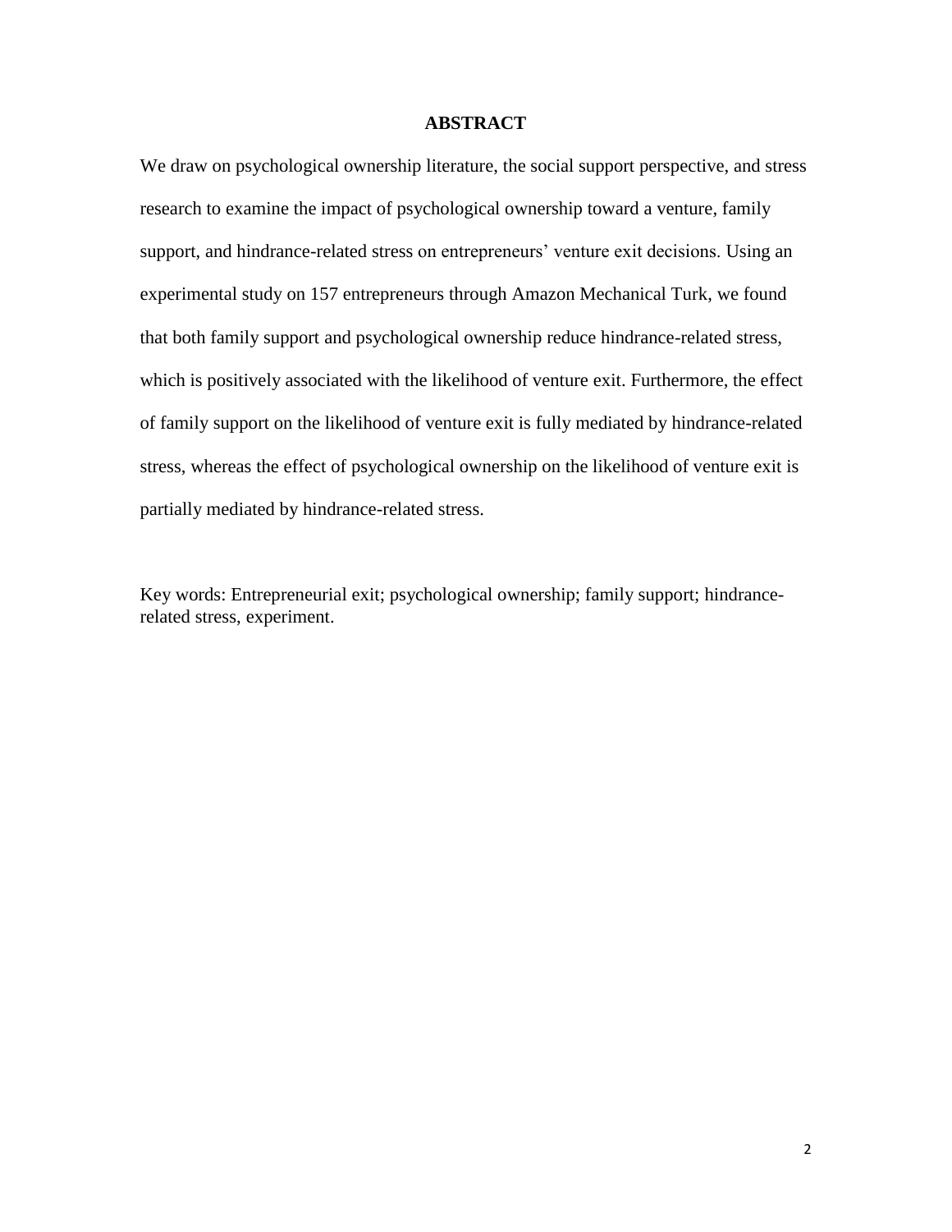# ABSTRACT

We draw on psychological ownership literature, the social support perspective, and stress research to examine the impact of psychological ownership toward a venture, family support, and hindrance-related stress on entrepreneurs' venture exit decisions. Using an experimental study on 157 entrepreneurs through Amazon Mechanical Turk, we found that both family support and psychological ownership reduce hindrance-related stress, which is positively associated with the likelihood of venture exit. Furthermore, the effect of family support on the likelihood of venture exit is fully mediated by hindrance-related stress, whereas the effect of psychological ownership on the likelihood of venture exit is partially mediated by hindrance-related stress.

Key words: Entrepreneurial exit; psychological ownership; family support; hindrance-related stress, experiment.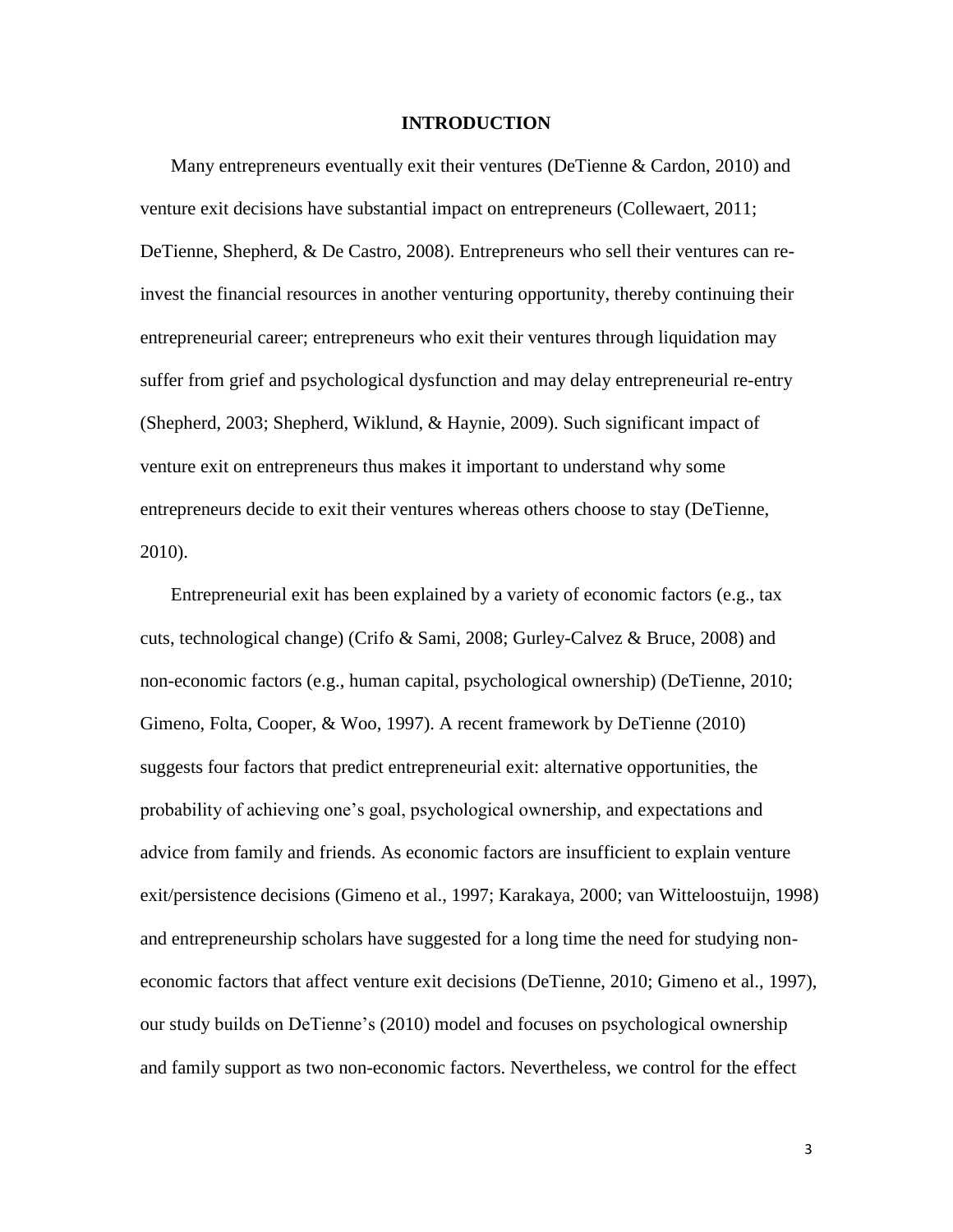# INTRODUCTION

Many entrepreneurs eventually exit their ventures (DeTienne & Cardon, 2010) and venture exit decisions have substantial impact on entrepreneurs (Collewaert, 2011; DeTienne, Shepherd, & De Castro, 2008). Entrepreneurs who sell their ventures can re-invest the financial resources in another venturing opportunity, thereby continuing their entrepreneurial career; entrepreneurs who exit their ventures through liquidation may suffer from grief and psychological dysfunction and may delay entrepreneurial re-entry (Shepherd, 2003; Shepherd, Wiklund, & Haynie, 2009). Such significant impact of venture exit on entrepreneurs thus makes it important to understand why some entrepreneurs decide to exit their ventures whereas others choose to stay (DeTienne, 2010).

Entrepreneurial exit has been explained by a variety of economic factors (e.g., tax cuts, technological change) (Crifo & Sami, 2008; Gurley-Calvez & Bruce, 2008) and non-economic factors (e.g., human capital, psychological ownership) (DeTienne, 2010; Gimeno, Folta, Cooper, & Woo, 1997). A recent framework by DeTienne (2010) suggests four factors that predict entrepreneurial exit: alternative opportunities, the probability of achieving one's goal, psychological ownership, and expectations and advice from family and friends. As economic factors are insufficient to explain venture exit/persistence decisions (Gimeno et al., 1997; Karakaya, 2000; van Witteloostuijn, 1998) and entrepreneurship scholars have suggested for a long time the need for studying non-economic factors that affect venture exit decisions (DeTienne, 2010; Gimeno et al., 1997), our study builds on DeTienne's (2010) model and focuses on psychological ownership and family support as two non-economic factors. Nevertheless, we control for the effect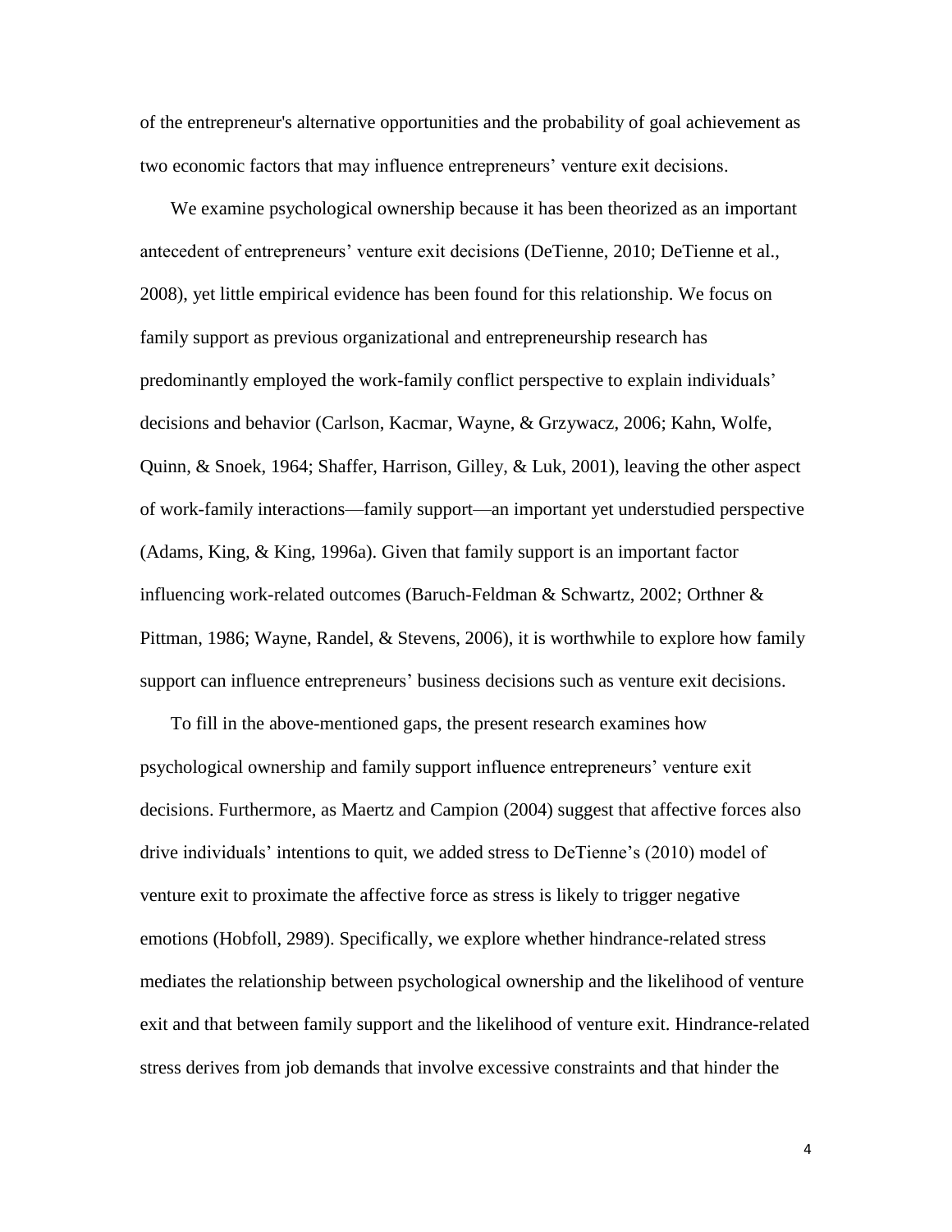of the entrepreneur's alternative opportunities and the probability of goal achievement as two economic factors that may influence entrepreneurs' venture exit decisions.

We examine psychological ownership because it has been theorized as an important antecedent of entrepreneurs' venture exit decisions (DeTienne, 2010; DeTienne et al., 2008), yet little empirical evidence has been found for this relationship. We focus on family support as previous organizational and entrepreneurship research has predominantly employed the work-family conflict perspective to explain individuals' decisions and behavior (Carlson, Kacmar, Wayne, & Grzywacz, 2006; Kahn, Wolfe, Quinn, & Snoek, 1964; Shaffer, Harrison, Gilley, & Luk, 2001), leaving the other aspect of work-family interactions—family support—an important yet understudied perspective (Adams, King, & King, 1996a). Given that family support is an important factor influencing work-related outcomes (Baruch-Feldman & Schwartz, 2002; Orthner & Pittman, 1986; Wayne, Randel, & Stevens, 2006), it is worthwhile to explore how family support can influence entrepreneurs' business decisions such as venture exit decisions.

To fill in the above-mentioned gaps, the present research examines how psychological ownership and family support influence entrepreneurs' venture exit decisions. Furthermore, as Maertz and Campion (2004) suggest that affective forces also drive individuals' intentions to quit, we added stress to DeTienne's (2010) model of venture exit to proximate the affective force as stress is likely to trigger negative emotions (Hobfoll, 2989). Specifically, we explore whether hindrance-related stress mediates the relationship between psychological ownership and the likelihood of venture exit and that between family support and the likelihood of venture exit. Hindrance-related stress derives from job demands that involve excessive constraints and that hinder the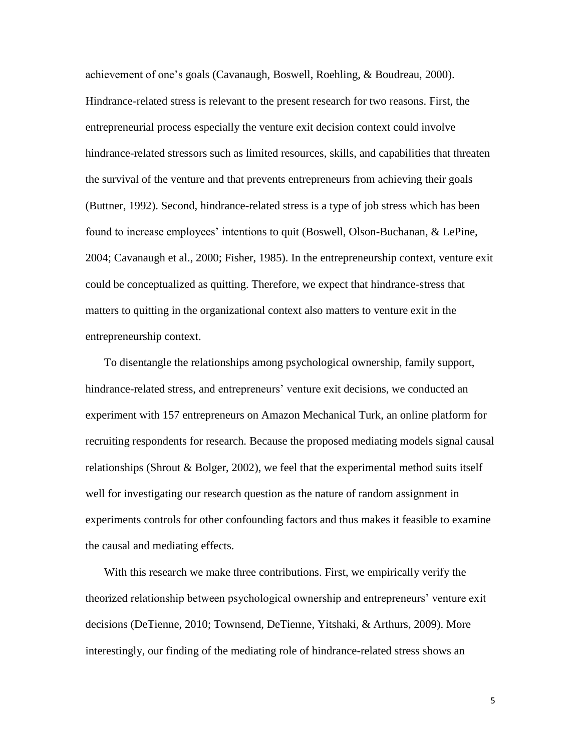achievement of one's goals (Cavanaugh, Boswell, Roehling, & Boudreau, 2000). Hindrance-related stress is relevant to the present research for two reasons. First, the entrepreneurial process especially the venture exit decision context could involve hindrance-related stressors such as limited resources, skills, and capabilities that threaten the survival of the venture and that prevents entrepreneurs from achieving their goals (Buttner, 1992). Second, hindrance-related stress is a type of job stress which has been found to increase employees' intentions to quit (Boswell, Olson-Buchanan, & LePine, 2004; Cavanaugh et al., 2000; Fisher, 1985). In the entrepreneurship context, venture exit could be conceptualized as quitting. Therefore, we expect that hindrance-stress that matters to quitting in the organizational context also matters to venture exit in the entrepreneurship context.

To disentangle the relationships among psychological ownership, family support, hindrance-related stress, and entrepreneurs' venture exit decisions, we conducted an experiment with 157 entrepreneurs on Amazon Mechanical Turk, an online platform for recruiting respondents for research. Because the proposed mediating models signal causal relationships (Shrout & Bolger, 2002), we feel that the experimental method suits itself well for investigating our research question as the nature of random assignment in experiments controls for other confounding factors and thus makes it feasible to examine the causal and mediating effects.

With this research we make three contributions. First, we empirically verify the theorized relationship between psychological ownership and entrepreneurs' venture exit decisions (DeTienne, 2010; Townsend, DeTienne, Yitshaki, & Arthurs, 2009). More interestingly, our finding of the mediating role of hindrance-related stress shows an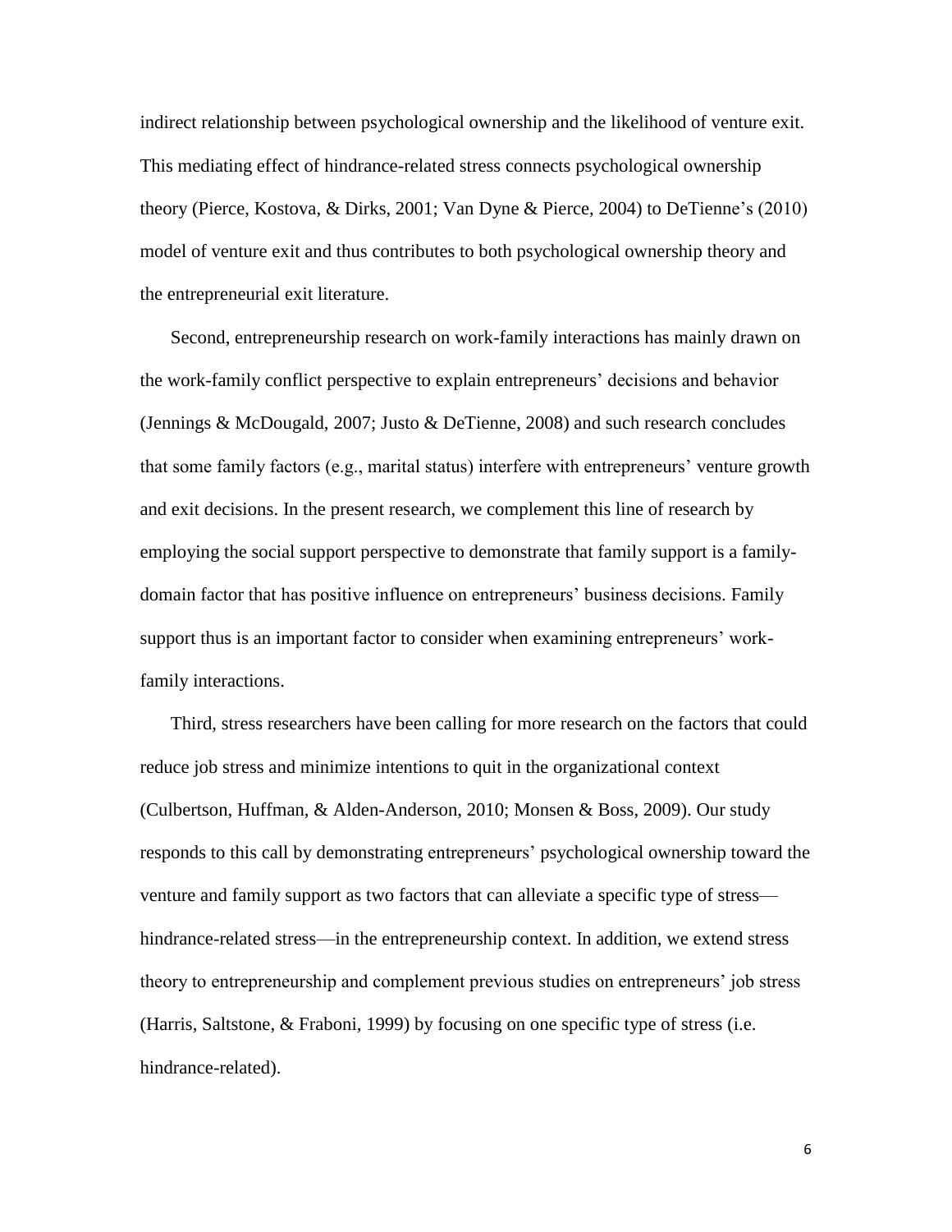indirect relationship between psychological ownership and the likelihood of venture exit. This mediating effect of hindrance-related stress connects psychological ownership theory (Pierce, Kostova, & Dirks, 2001; Van Dyne & Pierce, 2004) to DeTienne's (2010) model of venture exit and thus contributes to both psychological ownership theory and the entrepreneurial exit literature.

Second, entrepreneurship research on work-family interactions has mainly drawn on the work-family conflict perspective to explain entrepreneurs' decisions and behavior (Jennings & McDougald, 2007; Justo & DeTienne, 2008) and such research concludes that some family factors (e.g., marital status) interfere with entrepreneurs' venture growth and exit decisions. In the present research, we complement this line of research by employing the social support perspective to demonstrate that family support is a family-domain factor that has positive influence on entrepreneurs' business decisions. Family support thus is an important factor to consider when examining entrepreneurs' work-family interactions.

Third, stress researchers have been calling for more research on the factors that could reduce job stress and minimize intentions to quit in the organizational context (Culbertson, Huffman, & Alden-Anderson, 2010; Monsen & Boss, 2009). Our study responds to this call by demonstrating entrepreneurs' psychological ownership toward the venture and family support as two factors that can alleviate a specific type of stress—hindrance-related stress—in the entrepreneurship context. In addition, we extend stress theory to entrepreneurship and complement previous studies on entrepreneurs' job stress (Harris, Saltstone, & Fraboni, 1999) by focusing on one specific type of stress (i.e. hindrance-related).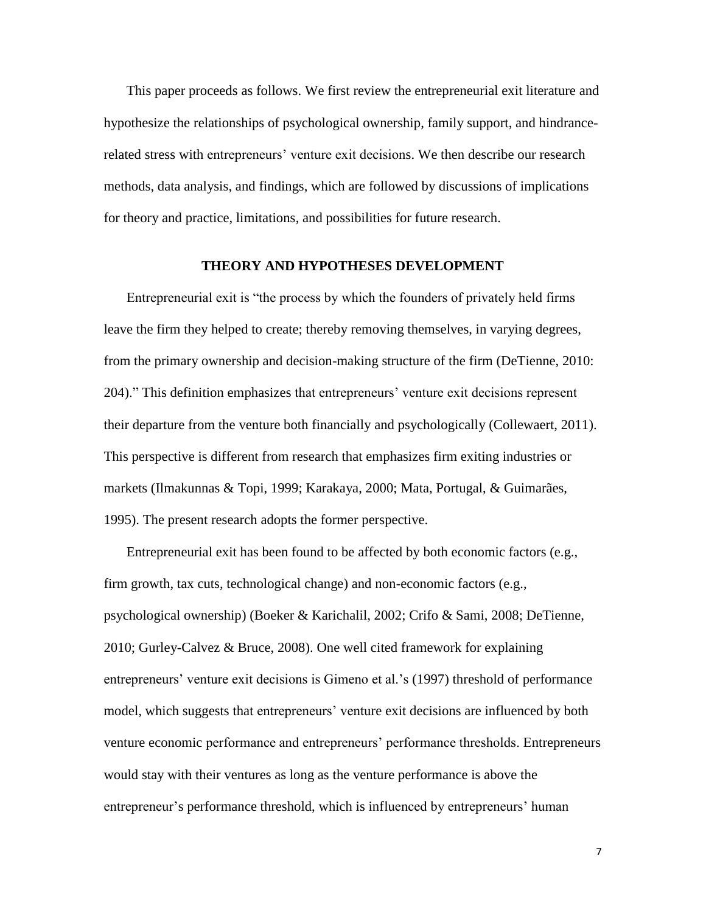This paper proceeds as follows. We first review the entrepreneurial exit literature and hypothesize the relationships of psychological ownership, family support, and hindrance-related stress with entrepreneurs' venture exit decisions. We then describe our research methods, data analysis, and findings, which are followed by discussions of implications for theory and practice, limitations, and possibilities for future research.

## THEORY AND HYPOTHESES DEVELOPMENT

Entrepreneurial exit is "the process by which the founders of privately held firms leave the firm they helped to create; thereby removing themselves, in varying degrees, from the primary ownership and decision-making structure of the firm (DeTienne, 2010: 204)." This definition emphasizes that entrepreneurs' venture exit decisions represent their departure from the venture both financially and psychologically (Collewaert, 2011). This perspective is different from research that emphasizes firm exiting industries or markets (Ilmakunnas & Topi, 1999; Karakaya, 2000; Mata, Portugal, & Guimarães, 1995). The present research adopts the former perspective.

Entrepreneurial exit has been found to be affected by both economic factors (e.g., firm growth, tax cuts, technological change) and non-economic factors (e.g., psychological ownership) (Boeker & Karichalil, 2002; Crifo & Sami, 2008; DeTienne, 2010; Gurley-Calvez & Bruce, 2008). One well cited framework for explaining entrepreneurs' venture exit decisions is Gimeno et al.'s (1997) threshold of performance model, which suggests that entrepreneurs' venture exit decisions are influenced by both venture economic performance and entrepreneurs' performance thresholds. Entrepreneurs would stay with their ventures as long as the venture performance is above the entrepreneur's performance threshold, which is influenced by entrepreneurs' human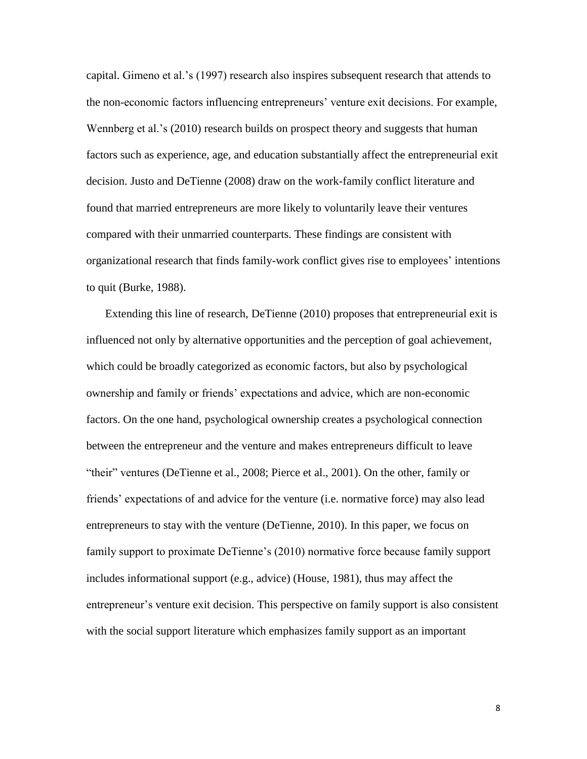capital. Gimeno et al.'s (1997) research also inspires subsequent research that attends to the non-economic factors influencing entrepreneurs' venture exit decisions. For example, Wennberg et al.'s (2010) research builds on prospect theory and suggests that human factors such as experience, age, and education substantially affect the entrepreneurial exit decision. Justo and DeTienne (2008) draw on the work-family conflict literature and found that married entrepreneurs are more likely to voluntarily leave their ventures compared with their unmarried counterparts. These findings are consistent with organizational research that finds family-work conflict gives rise to employees' intentions to quit (Burke, 1988).

Extending this line of research, DeTienne (2010) proposes that entrepreneurial exit is influenced not only by alternative opportunities and the perception of goal achievement, which could be broadly categorized as economic factors, but also by psychological ownership and family or friends' expectations and advice, which are non-economic factors. On the one hand, psychological ownership creates a psychological connection between the entrepreneur and the venture and makes entrepreneurs difficult to leave "their" ventures (DeTienne et al., 2008; Pierce et al., 2001). On the other, family or friends' expectations of and advice for the venture (i.e. normative force) may also lead entrepreneurs to stay with the venture (DeTienne, 2010). In this paper, we focus on family support to proximate DeTienne's (2010) normative force because family support includes informational support (e.g., advice) (House, 1981), thus may affect the entrepreneur's venture exit decision. This perspective on family support is also consistent with the social support literature which emphasizes family support as an important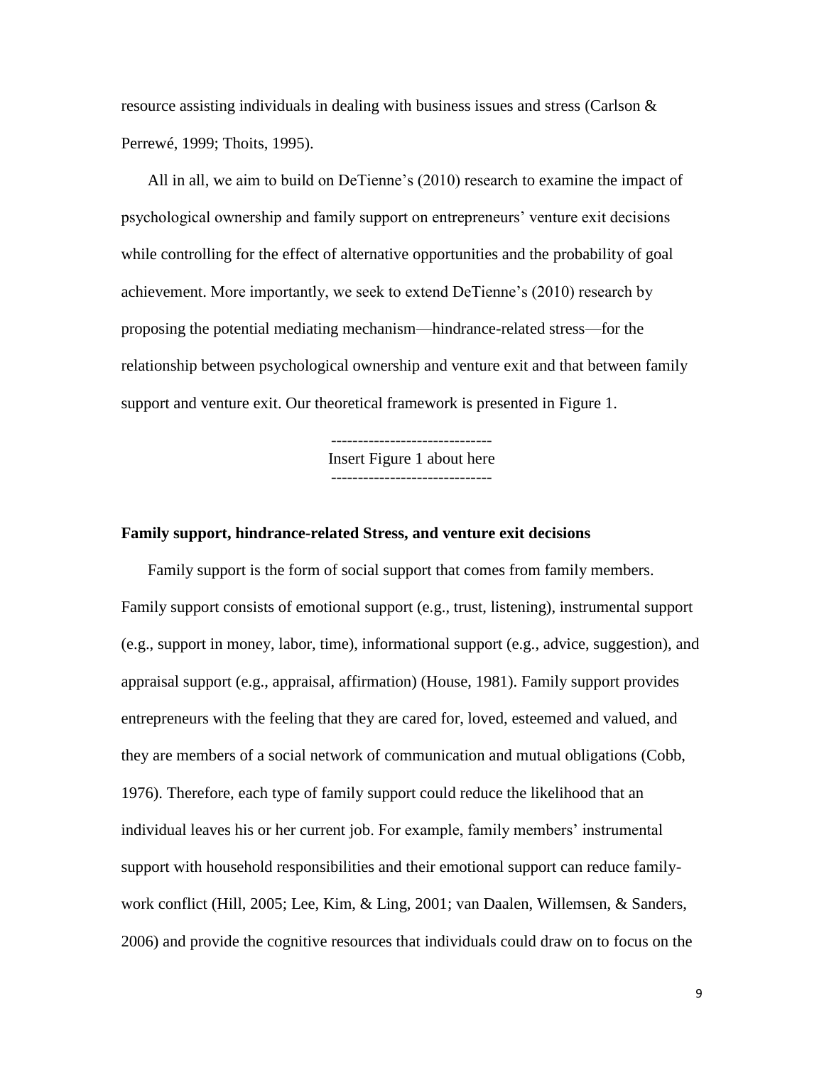resource assisting individuals in dealing with business issues and stress (Carlson & Perrewé, 1999; Thoits, 1995).

All in all, we aim to build on DeTienne's (2010) research to examine the impact of psychological ownership and family support on entrepreneurs' venture exit decisions while controlling for the effect of alternative opportunities and the probability of goal achievement. More importantly, we seek to extend DeTienne's (2010) research by proposing the potential mediating mechanism—hindrance-related stress—for the relationship between psychological ownership and venture exit and that between family support and venture exit. Our theoretical framework is presented in Figure 1.

------------------------------
Insert Figure 1 about here
------------------------------

### Family support, hindrance-related Stress, and venture exit decisions

Family support is the form of social support that comes from family members. Family support consists of emotional support (e.g., trust, listening), instrumental support (e.g., support in money, labor, time), informational support (e.g., advice, suggestion), and appraisal support (e.g., appraisal, affirmation) (House, 1981). Family support provides entrepreneurs with the feeling that they are cared for, loved, esteemed and valued, and they are members of a social network of communication and mutual obligations (Cobb, 1976). Therefore, each type of family support could reduce the likelihood that an individual leaves his or her current job. For example, family members' instrumental support with household responsibilities and their emotional support can reduce family-work conflict (Hill, 2005; Lee, Kim, & Ling, 2001; van Daalen, Willemsen, & Sanders, 2006) and provide the cognitive resources that individuals could draw on to focus on the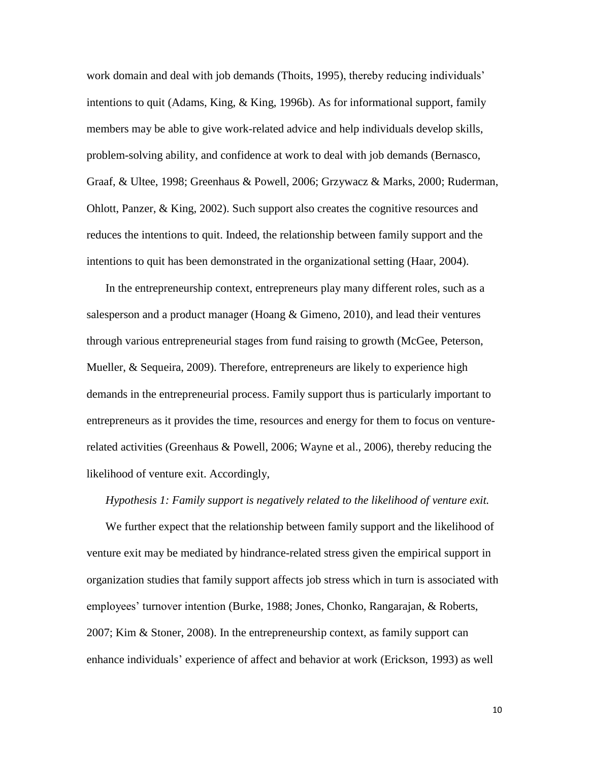work domain and deal with job demands (Thoits, 1995), thereby reducing individuals' intentions to quit (Adams, King, & King, 1996b). As for informational support, family members may be able to give work-related advice and help individuals develop skills, problem-solving ability, and confidence at work to deal with job demands (Bernasco, Graaf, & Ultee, 1998; Greenhaus & Powell, 2006; Grzywacz & Marks, 2000; Ruderman, Ohlott, Panzer, & King, 2002). Such support also creates the cognitive resources and reduces the intentions to quit. Indeed, the relationship between family support and the intentions to quit has been demonstrated in the organizational setting (Haar, 2004).

In the entrepreneurship context, entrepreneurs play many different roles, such as a salesperson and a product manager (Hoang & Gimeno, 2010), and lead their ventures through various entrepreneurial stages from fund raising to growth (McGee, Peterson, Mueller, & Sequeira, 2009). Therefore, entrepreneurs are likely to experience high demands in the entrepreneurial process. Family support thus is particularly important to entrepreneurs as it provides the time, resources and energy for them to focus on venture-related activities (Greenhaus & Powell, 2006; Wayne et al., 2006), thereby reducing the likelihood of venture exit. Accordingly,

*Hypothesis 1: Family support is negatively related to the likelihood of venture exit.*

We further expect that the relationship between family support and the likelihood of venture exit may be mediated by hindrance-related stress given the empirical support in organization studies that family support affects job stress which in turn is associated with employees' turnover intention (Burke, 1988; Jones, Chonko, Rangarajan, & Roberts, 2007; Kim & Stoner, 2008). In the entrepreneurship context, as family support can enhance individuals' experience of affect and behavior at work (Erickson, 1993) as well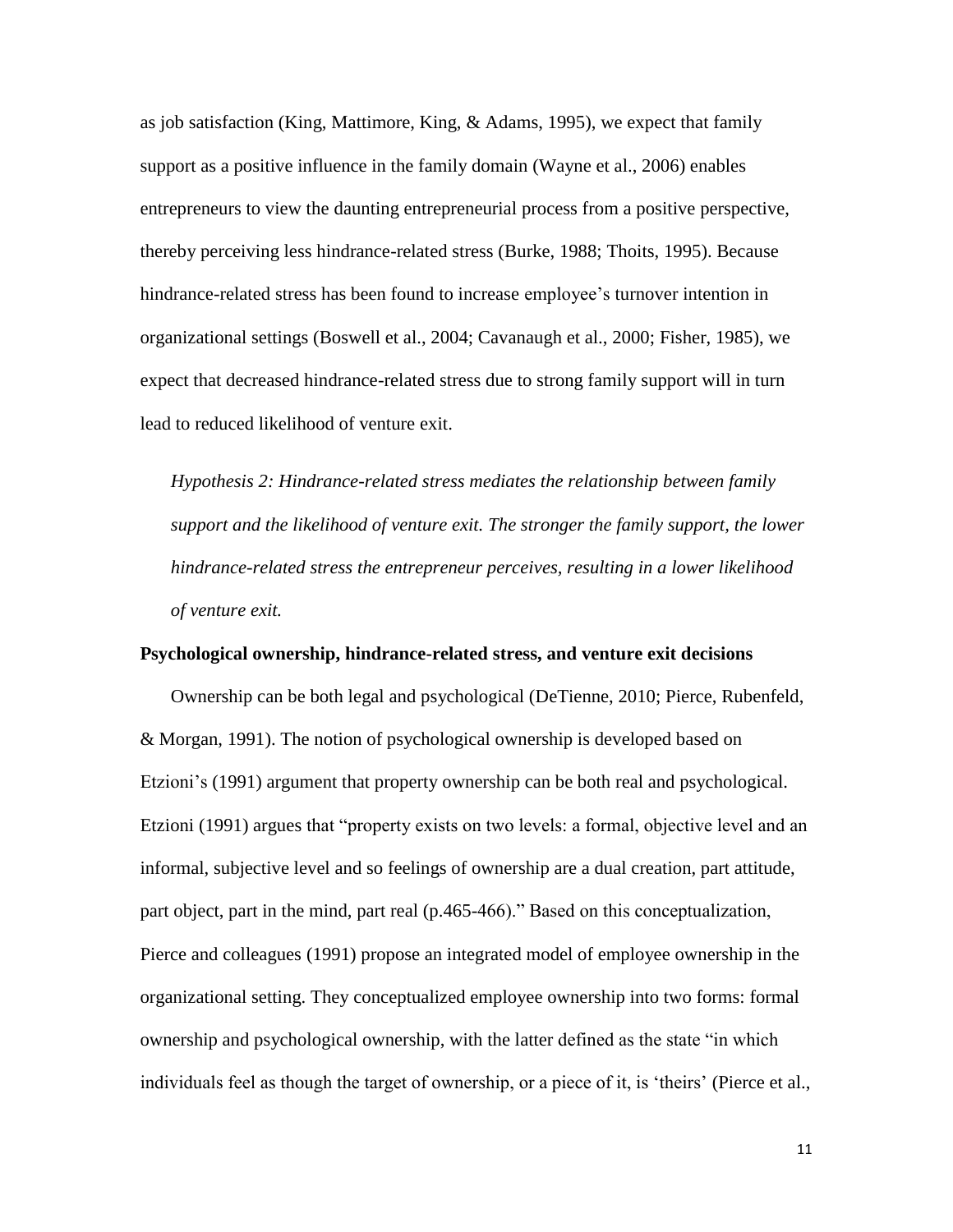as job satisfaction (King, Mattimore, King, & Adams, 1995), we expect that family support as a positive influence in the family domain (Wayne et al., 2006) enables entrepreneurs to view the daunting entrepreneurial process from a positive perspective, thereby perceiving less hindrance-related stress (Burke, 1988; Thoits, 1995). Because hindrance-related stress has been found to increase employee's turnover intention in organizational settings (Boswell et al., 2004; Cavanaugh et al., 2000; Fisher, 1985), we expect that decreased hindrance-related stress due to strong family support will in turn lead to reduced likelihood of venture exit.

*Hypothesis 2: Hindrance-related stress mediates the relationship between family support and the likelihood of venture exit. The stronger the family support, the lower hindrance-related stress the entrepreneur perceives, resulting in a lower likelihood of venture exit.*

**Psychological ownership, hindrance-related stress, and venture exit decisions**

Ownership can be both legal and psychological (DeTienne, 2010; Pierce, Rubenfeld, & Morgan, 1991). The notion of psychological ownership is developed based on Etzioni's (1991) argument that property ownership can be both real and psychological. Etzioni (1991) argues that "property exists on two levels: a formal, objective level and an informal, subjective level and so feelings of ownership are a dual creation, part attitude, part object, part in the mind, part real (p.465-466)." Based on this conceptualization, Pierce and colleagues (1991) propose an integrated model of employee ownership in the organizational setting. They conceptualized employee ownership into two forms: formal ownership and psychological ownership, with the latter defined as the state "in which individuals feel as though the target of ownership, or a piece of it, is 'theirs' (Pierce et al.,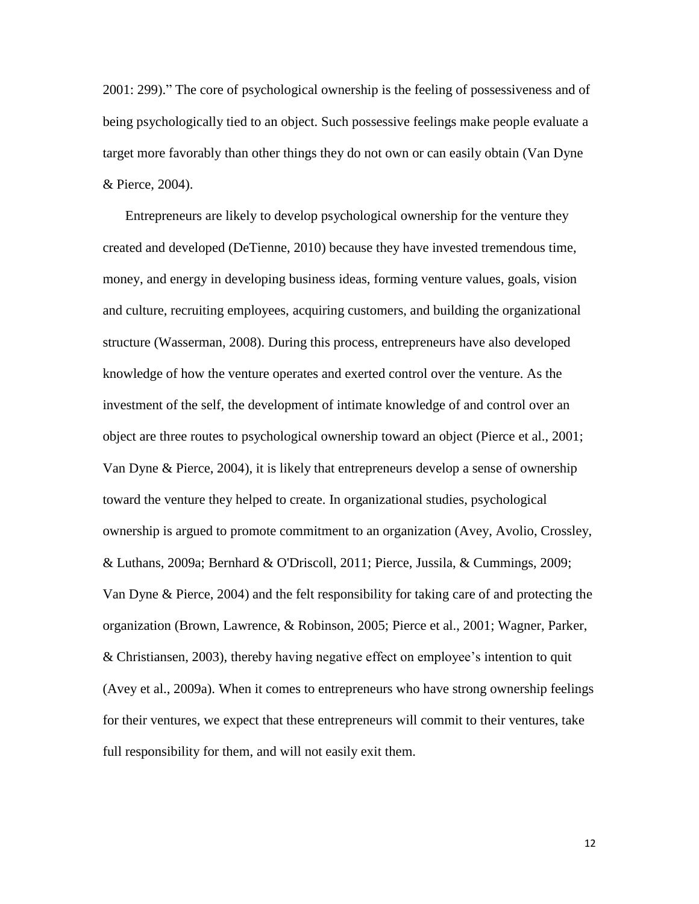2001: 299)." The core of psychological ownership is the feeling of possessiveness and of being psychologically tied to an object. Such possessive feelings make people evaluate a target more favorably than other things they do not own or can easily obtain (Van Dyne & Pierce, 2004).

Entrepreneurs are likely to develop psychological ownership for the venture they created and developed (DeTienne, 2010) because they have invested tremendous time, money, and energy in developing business ideas, forming venture values, goals, vision and culture, recruiting employees, acquiring customers, and building the organizational structure (Wasserman, 2008). During this process, entrepreneurs have also developed knowledge of how the venture operates and exerted control over the venture. As the investment of the self, the development of intimate knowledge of and control over an object are three routes to psychological ownership toward an object (Pierce et al., 2001; Van Dyne & Pierce, 2004), it is likely that entrepreneurs develop a sense of ownership toward the venture they helped to create. In organizational studies, psychological ownership is argued to promote commitment to an organization (Avey, Avolio, Crossley, & Luthans, 2009a; Bernhard & O'Driscoll, 2011; Pierce, Jussila, & Cummings, 2009; Van Dyne & Pierce, 2004) and the felt responsibility for taking care of and protecting the organization (Brown, Lawrence, & Robinson, 2005; Pierce et al., 2001; Wagner, Parker, & Christiansen, 2003), thereby having negative effect on employee's intention to quit (Avey et al., 2009a). When it comes to entrepreneurs who have strong ownership feelings for their ventures, we expect that these entrepreneurs will commit to their ventures, take full responsibility for them, and will not easily exit them.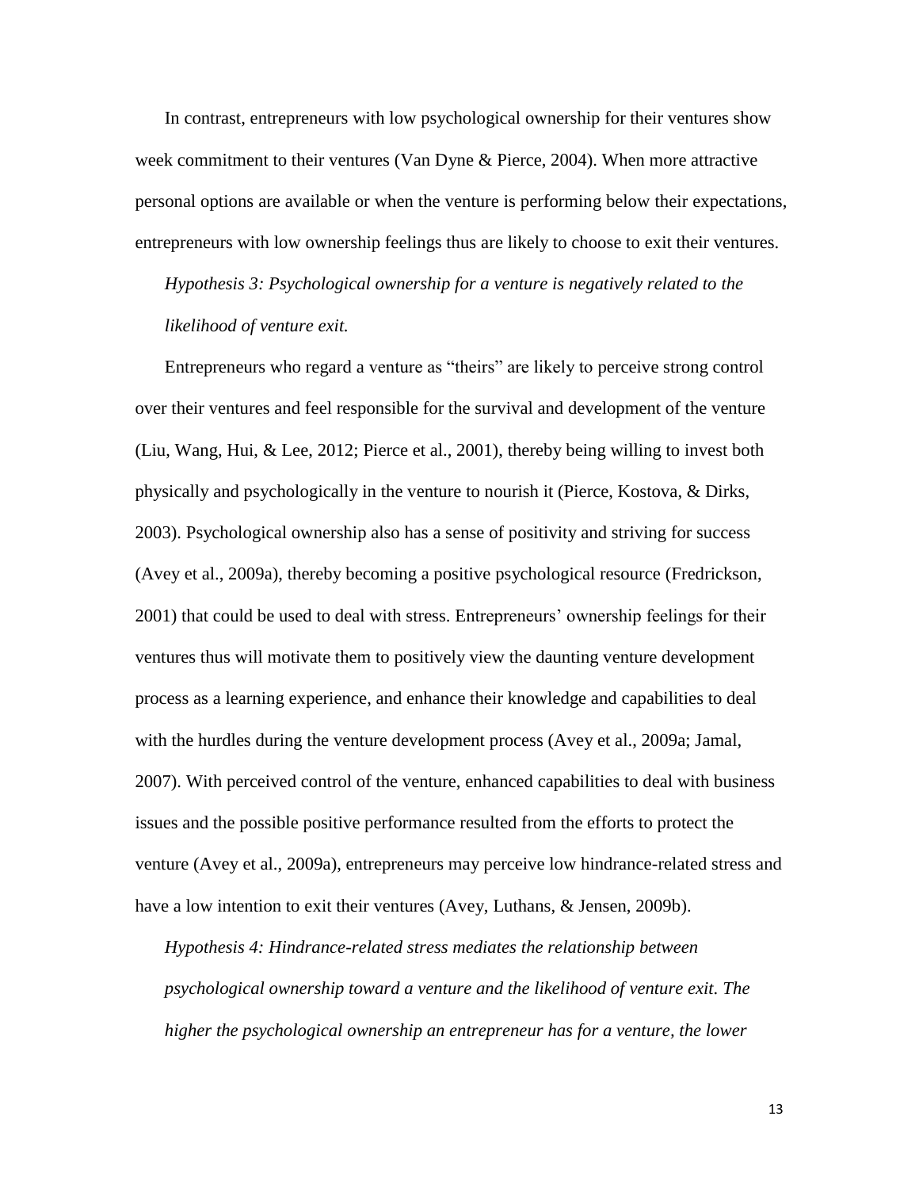In contrast, entrepreneurs with low psychological ownership for their ventures show week commitment to their ventures (Van Dyne & Pierce, 2004). When more attractive personal options are available or when the venture is performing below their expectations, entrepreneurs with low ownership feelings thus are likely to choose to exit their ventures.

*Hypothesis 3: Psychological ownership for a venture is negatively related to the likelihood of venture exit.*

Entrepreneurs who regard a venture as "theirs" are likely to perceive strong control over their ventures and feel responsible for the survival and development of the venture (Liu, Wang, Hui, & Lee, 2012; Pierce et al., 2001), thereby being willing to invest both physically and psychologically in the venture to nourish it (Pierce, Kostova, & Dirks, 2003). Psychological ownership also has a sense of positivity and striving for success (Avey et al., 2009a), thereby becoming a positive psychological resource (Fredrickson, 2001) that could be used to deal with stress. Entrepreneurs' ownership feelings for their ventures thus will motivate them to positively view the daunting venture development process as a learning experience, and enhance their knowledge and capabilities to deal with the hurdles during the venture development process (Avey et al., 2009a; Jamal, 2007). With perceived control of the venture, enhanced capabilities to deal with business issues and the possible positive performance resulted from the efforts to protect the venture (Avey et al., 2009a), entrepreneurs may perceive low hindrance-related stress and have a low intention to exit their ventures (Avey, Luthans, & Jensen, 2009b).

*Hypothesis 4: Hindrance-related stress mediates the relationship between psychological ownership toward a venture and the likelihood of venture exit. The higher the psychological ownership an entrepreneur has for a venture, the lower*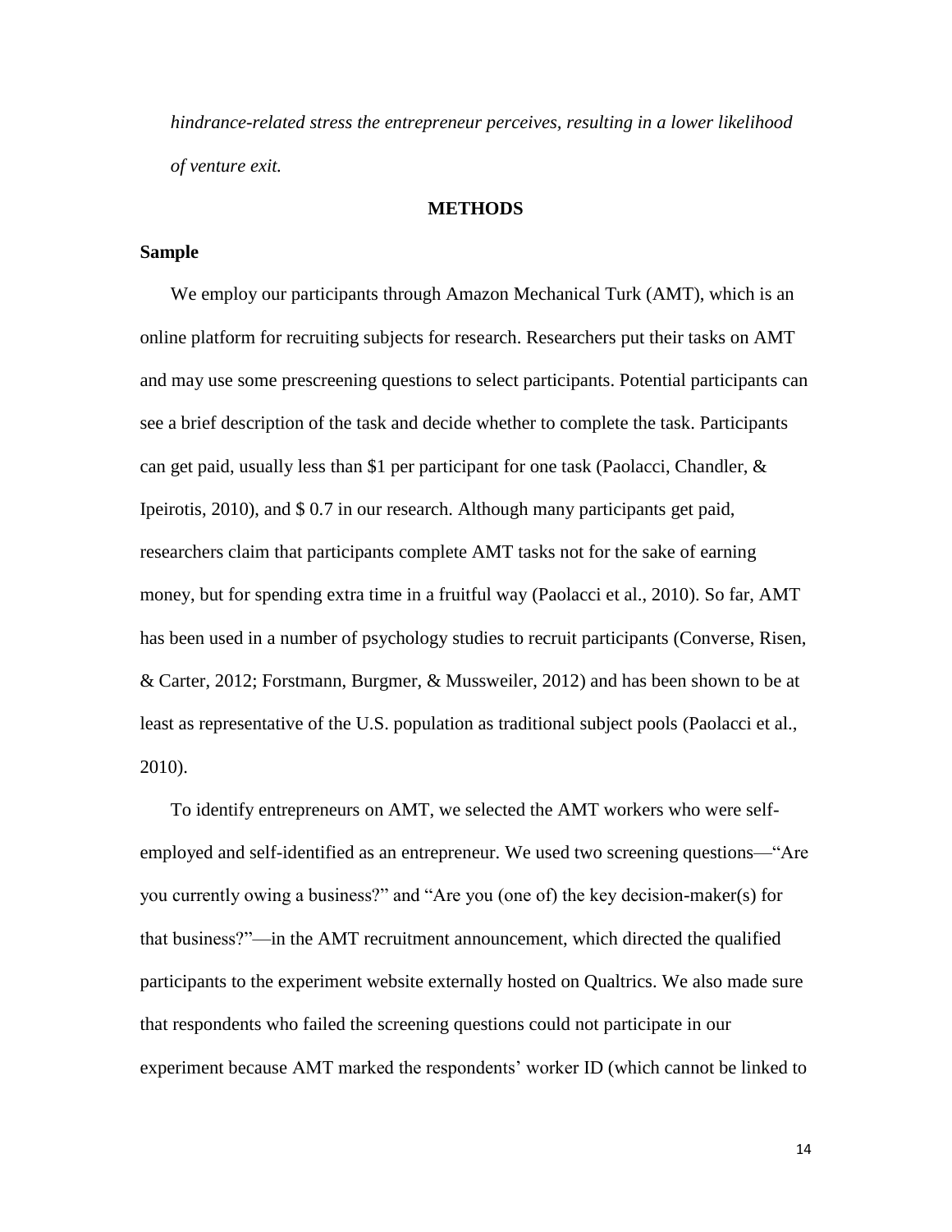*hindrance-related stress the entrepreneur perceives, resulting in a lower likelihood of venture exit.*

## METHODS

### Sample

We employ our participants through Amazon Mechanical Turk (AMT), which is an online platform for recruiting subjects for research. Researchers put their tasks on AMT and may use some prescreening questions to select participants. Potential participants can see a brief description of the task and decide whether to complete the task. Participants can get paid, usually less than $1 per participant for one task (Paolacci, Chandler, & Ipeirotis, 2010), and $ 0.7 in our research. Although many participants get paid, researchers claim that participants complete AMT tasks not for the sake of earning money, but for spending extra time in a fruitful way (Paolacci et al., 2010). So far, AMT has been used in a number of psychology studies to recruit participants (Converse, Risen, & Carter, 2012; Forstmann, Burgmer, & Mussweiler, 2012) and has been shown to be at least as representative of the U.S. population as traditional subject pools (Paolacci et al., 2010).

To identify entrepreneurs on AMT, we selected the AMT workers who were self-employed and self-identified as an entrepreneur. We used two screening questions—"Are you currently owing a business?" and "Are you (one of) the key decision-maker(s) for that business?"—in the AMT recruitment announcement, which directed the qualified participants to the experiment website externally hosted on Qualtrics. We also made sure that respondents who failed the screening questions could not participate in our experiment because AMT marked the respondents' worker ID (which cannot be linked to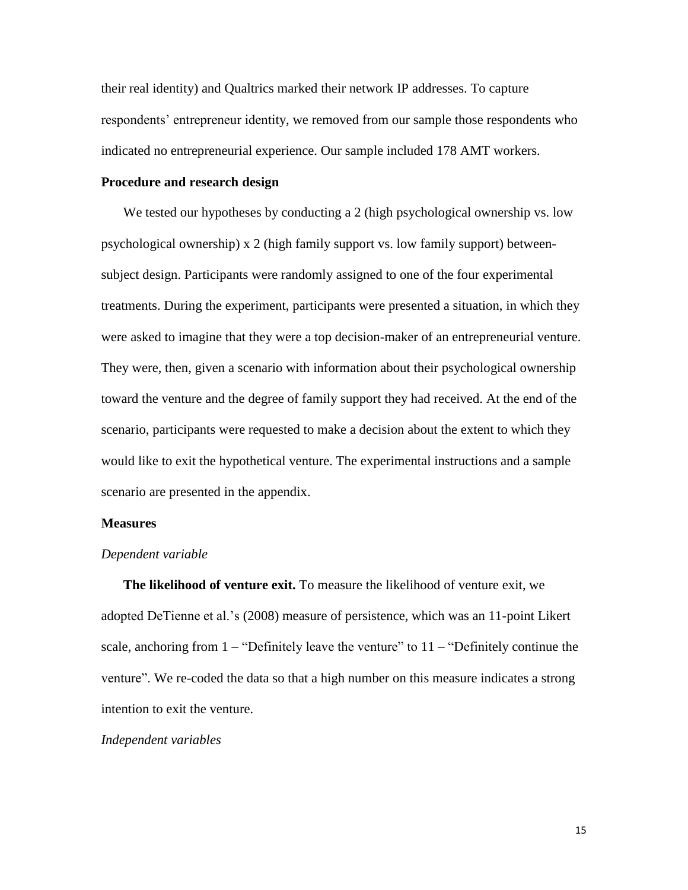their real identity) and Qualtrics marked their network IP addresses. To capture respondents' entrepreneur identity, we removed from our sample those respondents who indicated no entrepreneurial experience. Our sample included 178 AMT workers.

### Procedure and research design

We tested our hypotheses by conducting a 2 (high psychological ownership vs. low psychological ownership) x 2 (high family support vs. low family support) between-subject design. Participants were randomly assigned to one of the four experimental treatments. During the experiment, participants were presented a situation, in which they were asked to imagine that they were a top decision-maker of an entrepreneurial venture. They were, then, given a scenario with information about their psychological ownership toward the venture and the degree of family support they had received. At the end of the scenario, participants were requested to make a decision about the extent to which they would like to exit the hypothetical venture. The experimental instructions and a sample scenario are presented in the appendix.

### Measures

*Dependent variable*

**The likelihood of venture exit.** To measure the likelihood of venture exit, we adopted DeTienne et al.'s (2008) measure of persistence, which was an 11-point Likert scale, anchoring from 1 – "Definitely leave the venture" to 11 – "Definitely continue the venture". We re-coded the data so that a high number on this measure indicates a strong intention to exit the venture.

*Independent variables*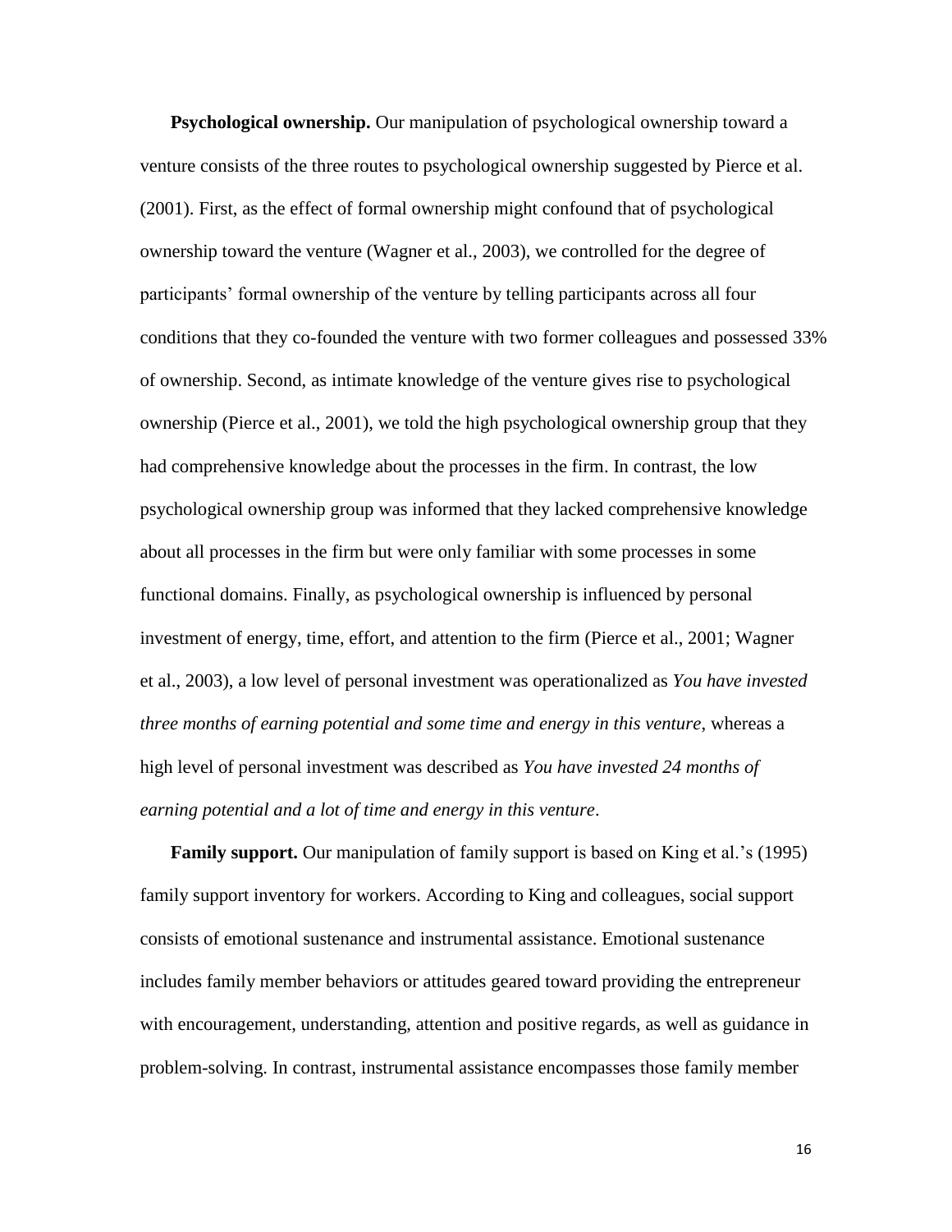**Psychological ownership.** Our manipulation of psychological ownership toward a venture consists of the three routes to psychological ownership suggested by Pierce et al. (2001). First, as the effect of formal ownership might confound that of psychological ownership toward the venture (Wagner et al., 2003), we controlled for the degree of participants' formal ownership of the venture by telling participants across all four conditions that they co-founded the venture with two former colleagues and possessed 33% of ownership. Second, as intimate knowledge of the venture gives rise to psychological ownership (Pierce et al., 2001), we told the high psychological ownership group that they had comprehensive knowledge about the processes in the firm. In contrast, the low psychological ownership group was informed that they lacked comprehensive knowledge about all processes in the firm but were only familiar with some processes in some functional domains. Finally, as psychological ownership is influenced by personal investment of energy, time, effort, and attention to the firm (Pierce et al., 2001; Wagner et al., 2003), a low level of personal investment was operationalized as *You have invested three months of earning potential and some time and energy in this venture*, whereas a high level of personal investment was described as *You have invested 24 months of earning potential and a lot of time and energy in this venture*.

**Family support.** Our manipulation of family support is based on King et al.'s (1995) family support inventory for workers. According to King and colleagues, social support consists of emotional sustenance and instrumental assistance. Emotional sustenance includes family member behaviors or attitudes geared toward providing the entrepreneur with encouragement, understanding, attention and positive regards, as well as guidance in problem-solving. In contrast, instrumental assistance encompasses those family member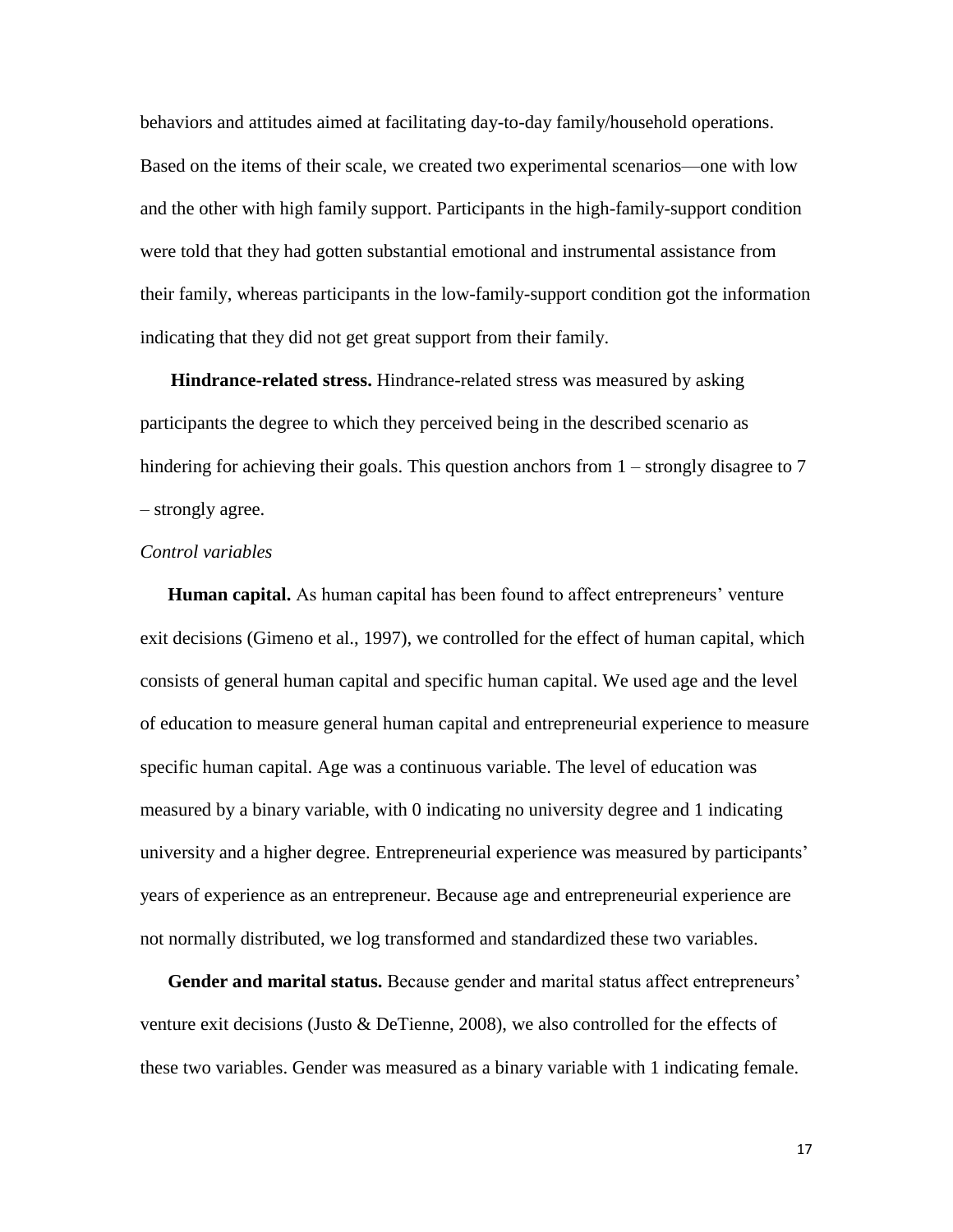behaviors and attitudes aimed at facilitating day-to-day family/household operations. Based on the items of their scale, we created two experimental scenarios—one with low and the other with high family support. Participants in the high-family-support condition were told that they had gotten substantial emotional and instrumental assistance from their family, whereas participants in the low-family-support condition got the information indicating that they did not get great support from their family.

**Hindrance-related stress.** Hindrance-related stress was measured by asking participants the degree to which they perceived being in the described scenario as hindering for achieving their goals. This question anchors from 1 – strongly disagree to 7 – strongly agree.

*Control variables*

**Human capital.** As human capital has been found to affect entrepreneurs' venture exit decisions (Gimeno et al., 1997), we controlled for the effect of human capital, which consists of general human capital and specific human capital. We used age and the level of education to measure general human capital and entrepreneurial experience to measure specific human capital. Age was a continuous variable. The level of education was measured by a binary variable, with 0 indicating no university degree and 1 indicating university and a higher degree. Entrepreneurial experience was measured by participants' years of experience as an entrepreneur. Because age and entrepreneurial experience are not normally distributed, we log transformed and standardized these two variables.

**Gender and marital status.** Because gender and marital status affect entrepreneurs' venture exit decisions (Justo & DeTienne, 2008), we also controlled for the effects of these two variables. Gender was measured as a binary variable with 1 indicating female.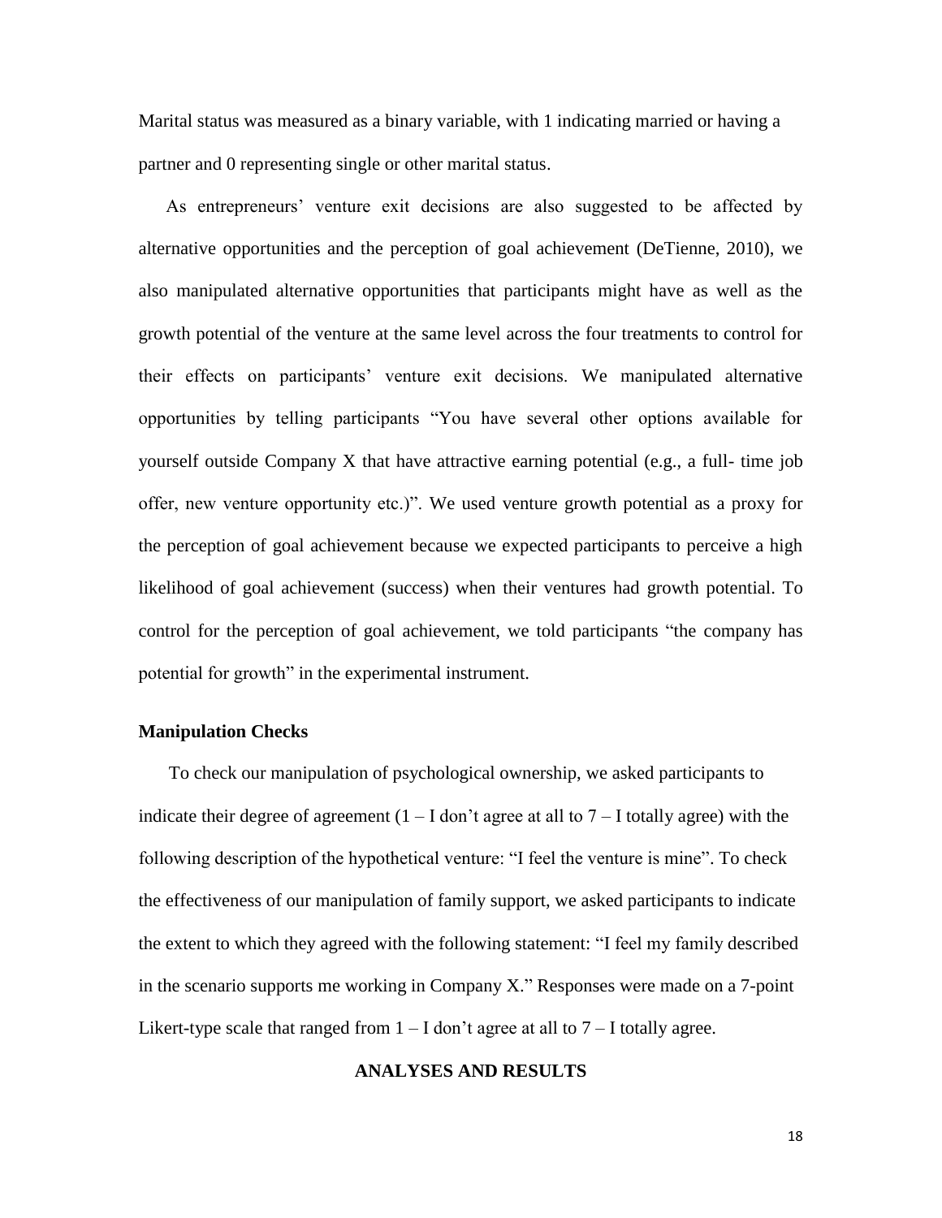Marital status was measured as a binary variable, with 1 indicating married or having a partner and 0 representing single or other marital status.

As entrepreneurs' venture exit decisions are also suggested to be affected by alternative opportunities and the perception of goal achievement (DeTienne, 2010), we also manipulated alternative opportunities that participants might have as well as the growth potential of the venture at the same level across the four treatments to control for their effects on participants' venture exit decisions. We manipulated alternative opportunities by telling participants "You have several other options available for yourself outside Company X that have attractive earning potential (e.g., a full- time job offer, new venture opportunity etc.)". We used venture growth potential as a proxy for the perception of goal achievement because we expected participants to perceive a high likelihood of goal achievement (success) when their ventures had growth potential. To control for the perception of goal achievement, we told participants "the company has potential for growth" in the experimental instrument.

### Manipulation Checks

To check our manipulation of psychological ownership, we asked participants to indicate their degree of agreement (1 – I don't agree at all to 7 – I totally agree) with the following description of the hypothetical venture: "I feel the venture is mine". To check the effectiveness of our manipulation of family support, we asked participants to indicate the extent to which they agreed with the following statement: "I feel my family described in the scenario supports me working in Company X." Responses were made on a 7-point Likert-type scale that ranged from 1 – I don't agree at all to 7 – I totally agree.

## ANALYSES AND RESULTS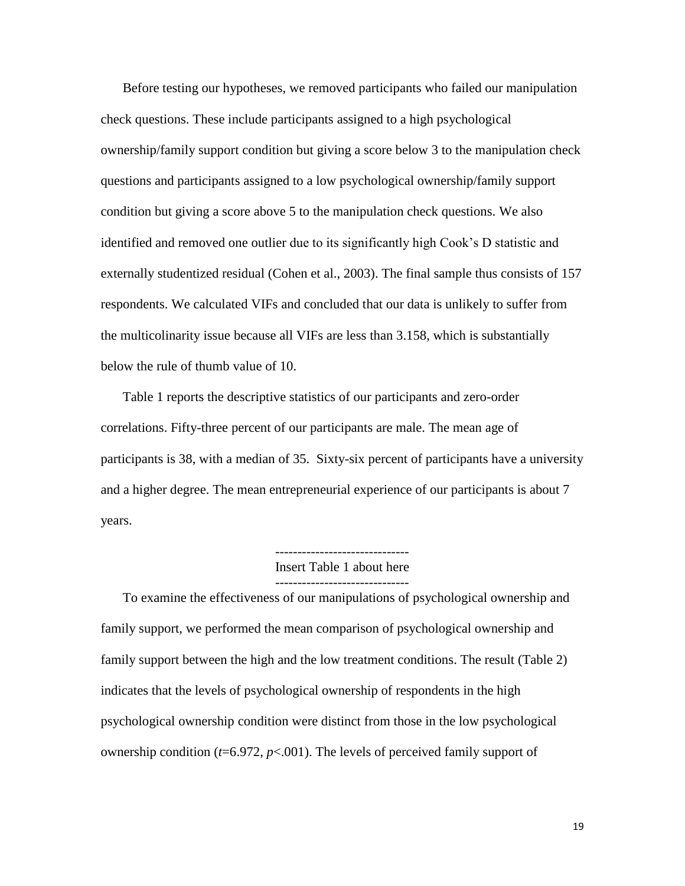Before testing our hypotheses, we removed participants who failed our manipulation check questions. These include participants assigned to a high psychological ownership/family support condition but giving a score below 3 to the manipulation check questions and participants assigned to a low psychological ownership/family support condition but giving a score above 5 to the manipulation check questions. We also identified and removed one outlier due to its significantly high Cook's D statistic and externally studentized residual (Cohen et al., 2003). The final sample thus consists of 157 respondents. We calculated VIFs and concluded that our data is unlikely to suffer from the multicolinarity issue because all VIFs are less than 3.158, which is substantially below the rule of thumb value of 10.

Table 1 reports the descriptive statistics of our participants and zero-order correlations. Fifty-three percent of our participants are male. The mean age of participants is 38, with a median of 35. Sixty-six percent of participants have a university and a higher degree. The mean entrepreneurial experience of our participants is about 7 years.

------------------------------
Insert Table 1 about here
------------------------------

To examine the effectiveness of our manipulations of psychological ownership and family support, we performed the mean comparison of psychological ownership and family support between the high and the low treatment conditions. The result (Table 2) indicates that the levels of psychological ownership of respondents in the high psychological ownership condition were distinct from those in the low psychological ownership condition ($t$=6.972, $p$<.001). The levels of perceived family support of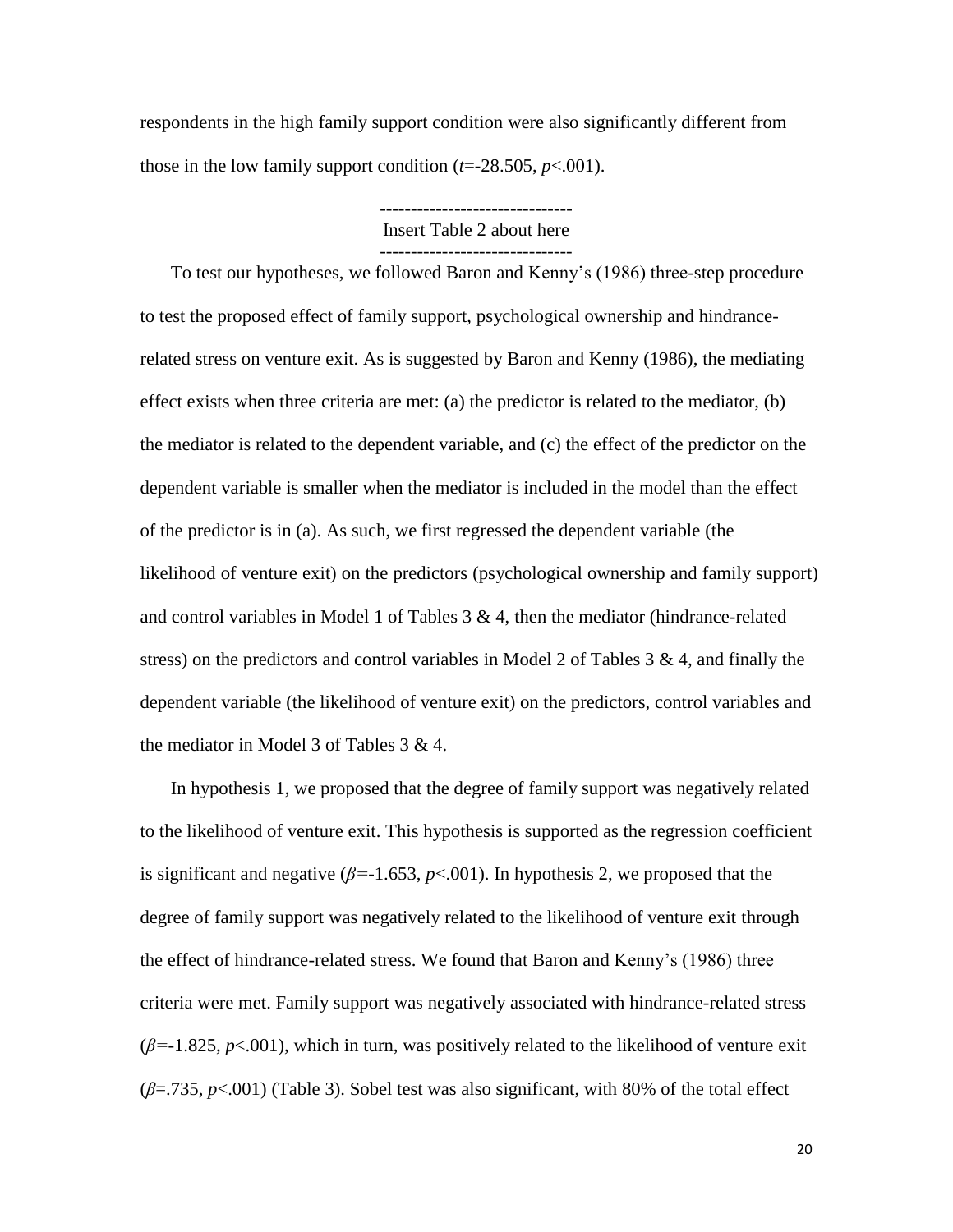respondents in the high family support condition were also significantly different from those in the low family support condition ($t$=-28.505, $p$<.001).

-------------------------------
Insert Table 2 about here
-------------------------------

To test our hypotheses, we followed Baron and Kenny's (1986) three-step procedure to test the proposed effect of family support, psychological ownership and hindrance-related stress on venture exit. As is suggested by Baron and Kenny (1986), the mediating effect exists when three criteria are met: (a) the predictor is related to the mediator, (b) the mediator is related to the dependent variable, and (c) the effect of the predictor on the dependent variable is smaller when the mediator is included in the model than the effect of the predictor is in (a). As such, we first regressed the dependent variable (the likelihood of venture exit) on the predictors (psychological ownership and family support) and control variables in Model 1 of Tables 3 & 4, then the mediator (hindrance-related stress) on the predictors and control variables in Model 2 of Tables 3 & 4, and finally the dependent variable (the likelihood of venture exit) on the predictors, control variables and the mediator in Model 3 of Tables 3 & 4.

In hypothesis 1, we proposed that the degree of family support was negatively related to the likelihood of venture exit. This hypothesis is supported as the regression coefficient is significant and negative ($\beta$=-1.653, $p$<.001). In hypothesis 2, we proposed that the degree of family support was negatively related to the likelihood of venture exit through the effect of hindrance-related stress. We found that Baron and Kenny's (1986) three criteria were met. Family support was negatively associated with hindrance-related stress ($\beta$=-1.825, $p$<.001), which in turn, was positively related to the likelihood of venture exit ($\beta$=.735, $p$<.001) (Table 3). Sobel test was also significant, with 80% of the total effect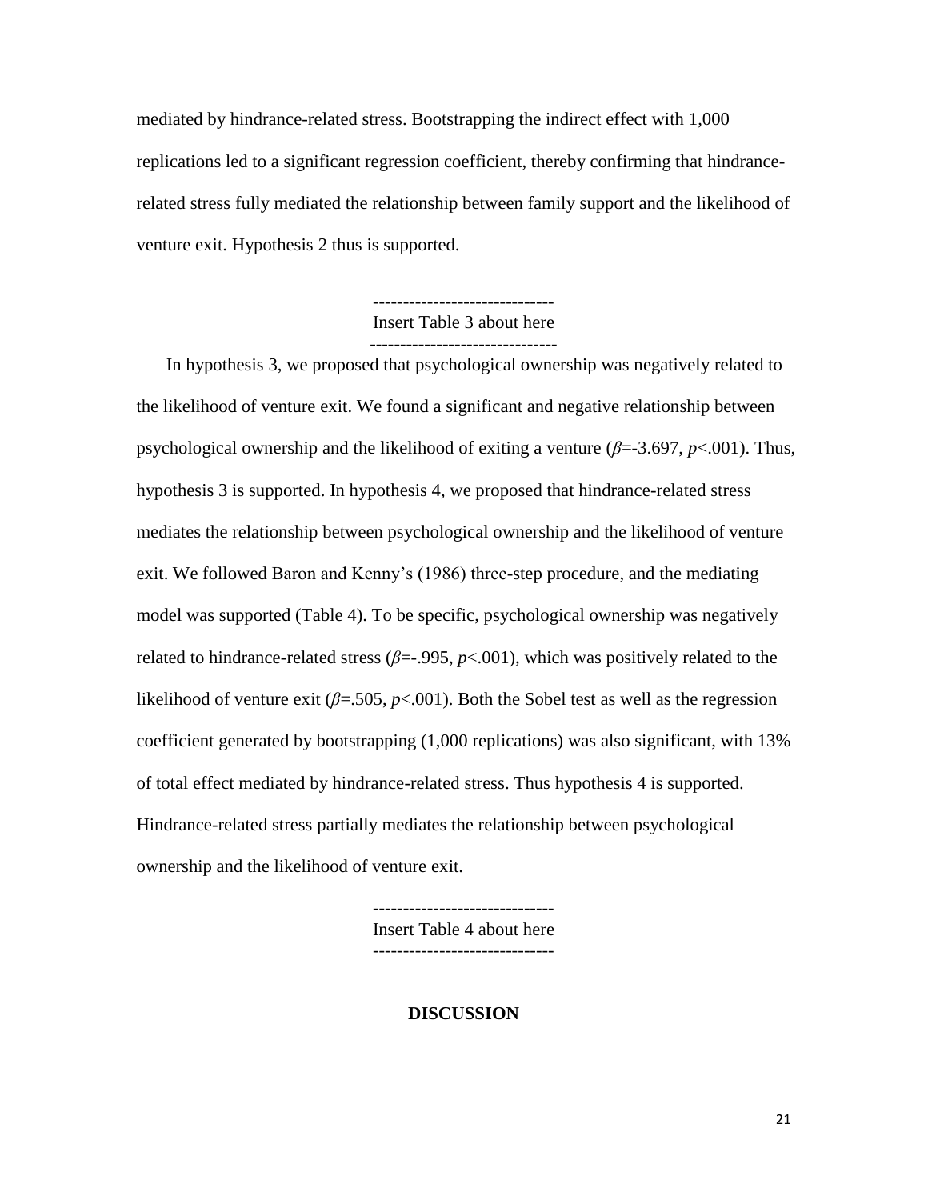mediated by hindrance-related stress. Bootstrapping the indirect effect with 1,000 replications led to a significant regression coefficient, thereby confirming that hindrance-related stress fully mediated the relationship between family support and the likelihood of venture exit. Hypothesis 2 thus is supported.

------------------------------
Insert Table 3 about here
------------------------------

In hypothesis 3, we proposed that psychological ownership was negatively related to the likelihood of venture exit. We found a significant and negative relationship between psychological ownership and the likelihood of exiting a venture ($\beta$=-3.697, $p$<.001). Thus, hypothesis 3 is supported. In hypothesis 4, we proposed that hindrance-related stress mediates the relationship between psychological ownership and the likelihood of venture exit. We followed Baron and Kenny's (1986) three-step procedure, and the mediating model was supported (Table 4). To be specific, psychological ownership was negatively related to hindrance-related stress ($\beta$=-.995, $p$<.001), which was positively related to the likelihood of venture exit ($\beta$=.505, $p$<.001). Both the Sobel test as well as the regression coefficient generated by bootstrapping (1,000 replications) was also significant, with 13% of total effect mediated by hindrance-related stress. Thus hypothesis 4 is supported. Hindrance-related stress partially mediates the relationship between psychological ownership and the likelihood of venture exit.

------------------------------
Insert Table 4 about here
------------------------------

## DISCUSSION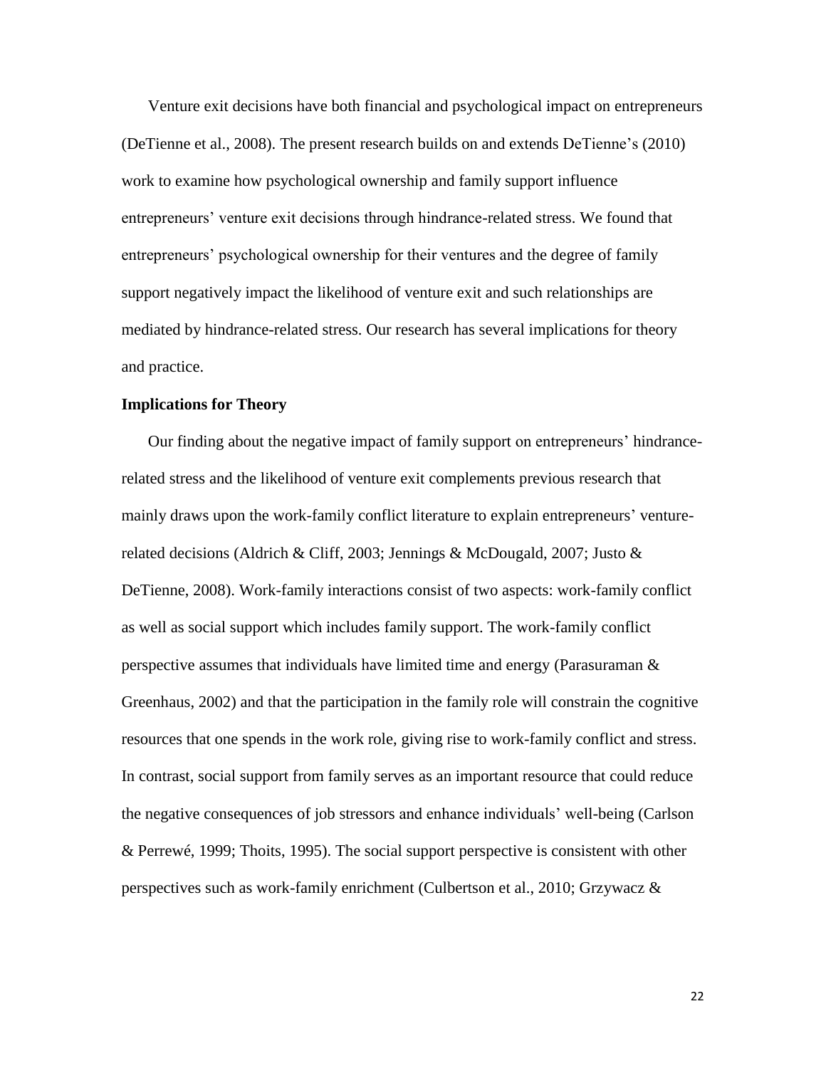Venture exit decisions have both financial and psychological impact on entrepreneurs (DeTienne et al., 2008). The present research builds on and extends DeTienne's (2010) work to examine how psychological ownership and family support influence entrepreneurs' venture exit decisions through hindrance-related stress. We found that entrepreneurs' psychological ownership for their ventures and the degree of family support negatively impact the likelihood of venture exit and such relationships are mediated by hindrance-related stress. Our research has several implications for theory and practice.

**Implications for Theory**

Our finding about the negative impact of family support on entrepreneurs' hindrance-related stress and the likelihood of venture exit complements previous research that mainly draws upon the work-family conflict literature to explain entrepreneurs' venture-related decisions (Aldrich & Cliff, 2003; Jennings & McDougald, 2007; Justo & DeTienne, 2008). Work-family interactions consist of two aspects: work-family conflict as well as social support which includes family support. The work-family conflict perspective assumes that individuals have limited time and energy (Parasuraman & Greenhaus, 2002) and that the participation in the family role will constrain the cognitive resources that one spends in the work role, giving rise to work-family conflict and stress. In contrast, social support from family serves as an important resource that could reduce the negative consequences of job stressors and enhance individuals' well-being (Carlson & Perrewé, 1999; Thoits, 1995). The social support perspective is consistent with other perspectives such as work-family enrichment (Culbertson et al., 2010; Grzywacz &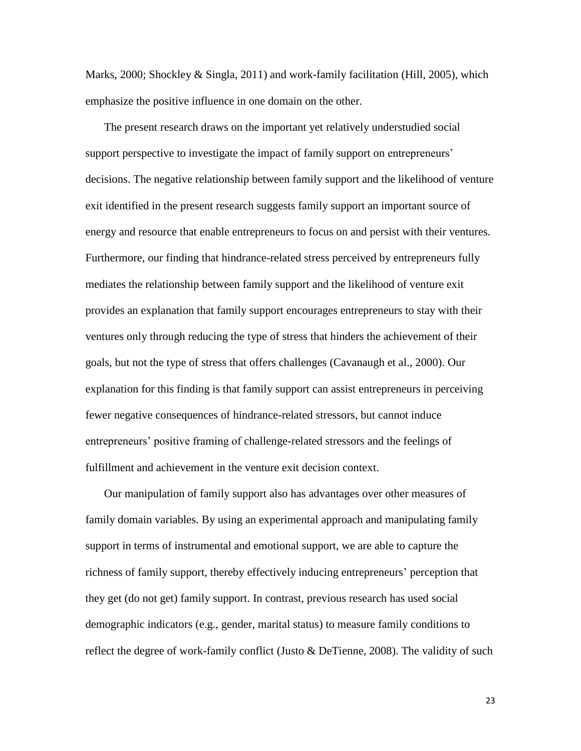Marks, 2000; Shockley & Singla, 2011) and work-family facilitation (Hill, 2005), which emphasize the positive influence in one domain on the other.

The present research draws on the important yet relatively understudied social support perspective to investigate the impact of family support on entrepreneurs' decisions. The negative relationship between family support and the likelihood of venture exit identified in the present research suggests family support an important source of energy and resource that enable entrepreneurs to focus on and persist with their ventures. Furthermore, our finding that hindrance-related stress perceived by entrepreneurs fully mediates the relationship between family support and the likelihood of venture exit provides an explanation that family support encourages entrepreneurs to stay with their ventures only through reducing the type of stress that hinders the achievement of their goals, but not the type of stress that offers challenges (Cavanaugh et al., 2000). Our explanation for this finding is that family support can assist entrepreneurs in perceiving fewer negative consequences of hindrance-related stressors, but cannot induce entrepreneurs' positive framing of challenge-related stressors and the feelings of fulfillment and achievement in the venture exit decision context.

Our manipulation of family support also has advantages over other measures of family domain variables. By using an experimental approach and manipulating family support in terms of instrumental and emotional support, we are able to capture the richness of family support, thereby effectively inducing entrepreneurs' perception that they get (do not get) family support. In contrast, previous research has used social demographic indicators (e.g., gender, marital status) to measure family conditions to reflect the degree of work-family conflict (Justo & DeTienne, 2008). The validity of such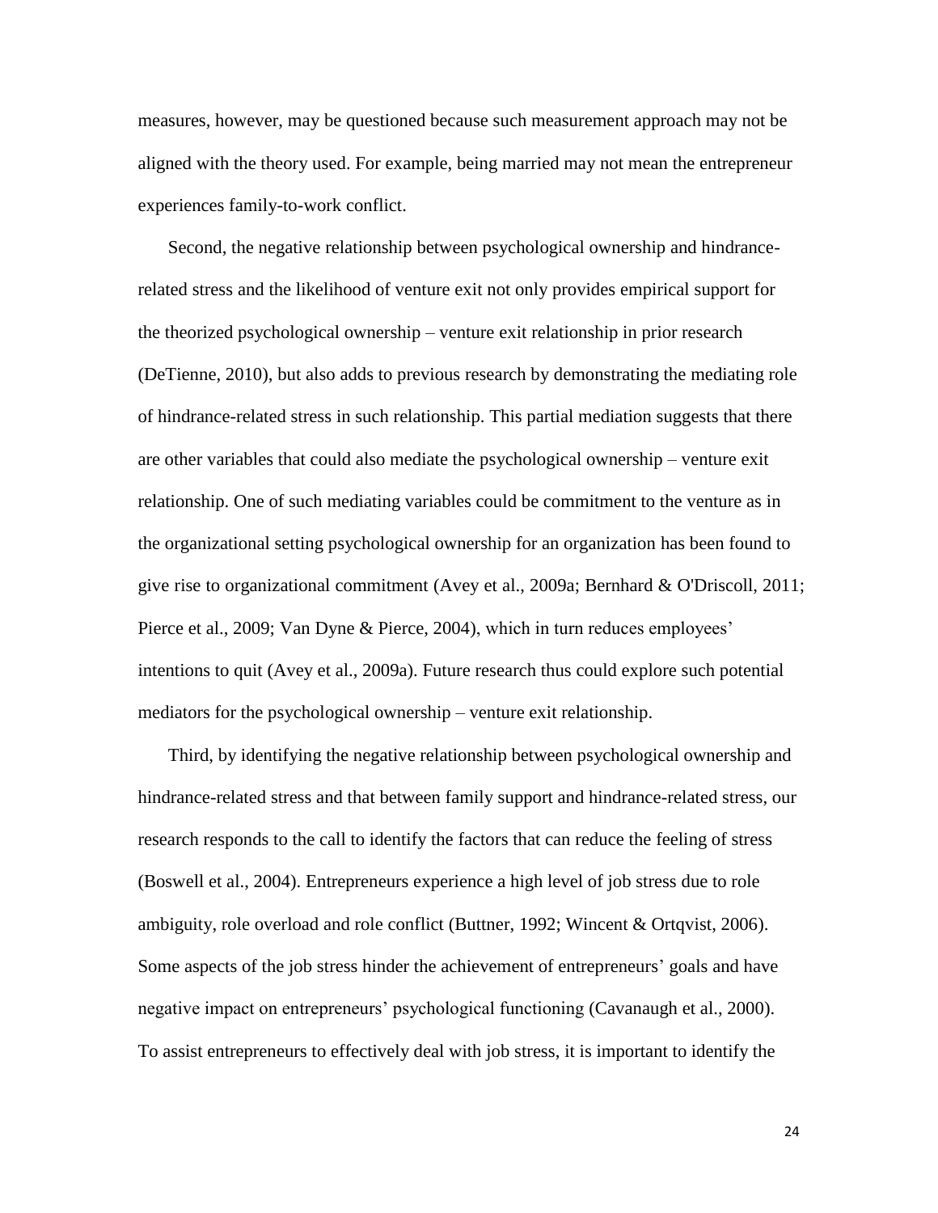measures, however, may be questioned because such measurement approach may not be aligned with the theory used. For example, being married may not mean the entrepreneur experiences family-to-work conflict.

Second, the negative relationship between psychological ownership and hindrance-related stress and the likelihood of venture exit not only provides empirical support for the theorized psychological ownership – venture exit relationship in prior research (DeTienne, 2010), but also adds to previous research by demonstrating the mediating role of hindrance-related stress in such relationship. This partial mediation suggests that there are other variables that could also mediate the psychological ownership – venture exit relationship. One of such mediating variables could be commitment to the venture as in the organizational setting psychological ownership for an organization has been found to give rise to organizational commitment (Avey et al., 2009a; Bernhard & O'Driscoll, 2011; Pierce et al., 2009; Van Dyne & Pierce, 2004), which in turn reduces employees' intentions to quit (Avey et al., 2009a). Future research thus could explore such potential mediators for the psychological ownership – venture exit relationship.

Third, by identifying the negative relationship between psychological ownership and hindrance-related stress and that between family support and hindrance-related stress, our research responds to the call to identify the factors that can reduce the feeling of stress (Boswell et al., 2004). Entrepreneurs experience a high level of job stress due to role ambiguity, role overload and role conflict (Buttner, 1992; Wincent & Ortqvist, 2006). Some aspects of the job stress hinder the achievement of entrepreneurs' goals and have negative impact on entrepreneurs' psychological functioning (Cavanaugh et al., 2000). To assist entrepreneurs to effectively deal with job stress, it is important to identify the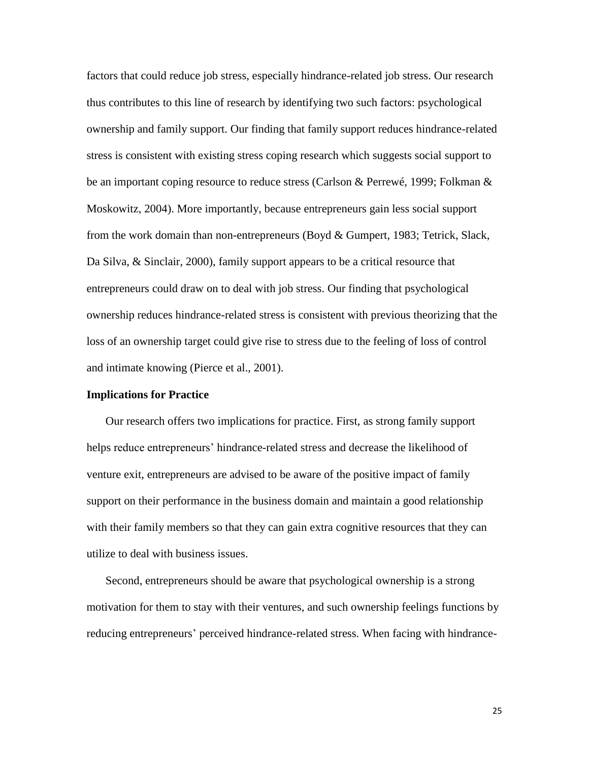factors that could reduce job stress, especially hindrance-related job stress. Our research thus contributes to this line of research by identifying two such factors: psychological ownership and family support. Our finding that family support reduces hindrance-related stress is consistent with existing stress coping research which suggests social support to be an important coping resource to reduce stress (Carlson & Perrewé, 1999; Folkman & Moskowitz, 2004). More importantly, because entrepreneurs gain less social support from the work domain than non-entrepreneurs (Boyd & Gumpert, 1983; Tetrick, Slack, Da Silva, & Sinclair, 2000), family support appears to be a critical resource that entrepreneurs could draw on to deal with job stress. Our finding that psychological ownership reduces hindrance-related stress is consistent with previous theorizing that the loss of an ownership target could give rise to stress due to the feeling of loss of control and intimate knowing (Pierce et al., 2001).

**Implications for Practice**

Our research offers two implications for practice. First, as strong family support helps reduce entrepreneurs' hindrance-related stress and decrease the likelihood of venture exit, entrepreneurs are advised to be aware of the positive impact of family support on their performance in the business domain and maintain a good relationship with their family members so that they can gain extra cognitive resources that they can utilize to deal with business issues.

Second, entrepreneurs should be aware that psychological ownership is a strong motivation for them to stay with their ventures, and such ownership feelings functions by reducing entrepreneurs' perceived hindrance-related stress. When facing with hindrance-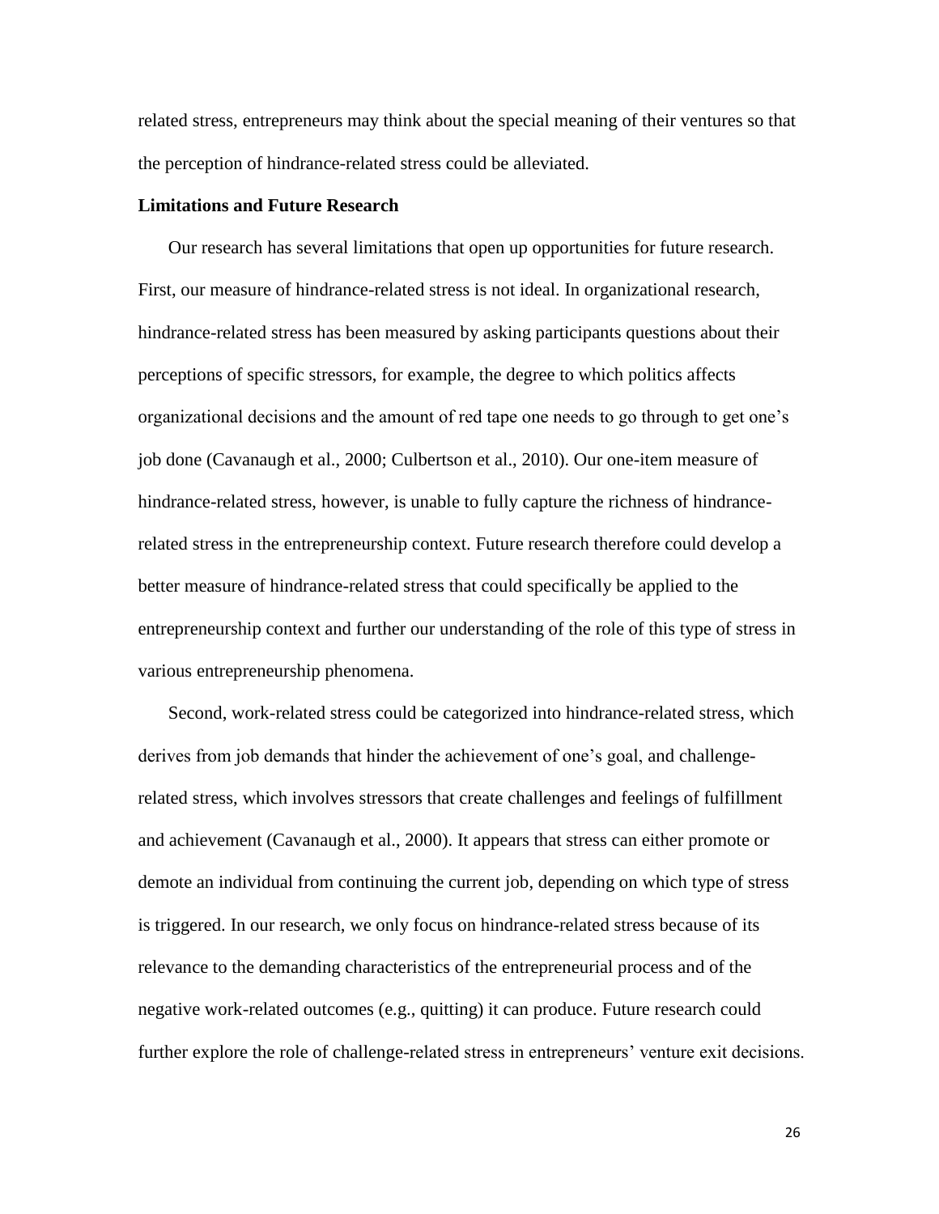related stress, entrepreneurs may think about the special meaning of their ventures so that the perception of hindrance-related stress could be alleviated.

**Limitations and Future Research**

Our research has several limitations that open up opportunities for future research. First, our measure of hindrance-related stress is not ideal. In organizational research, hindrance-related stress has been measured by asking participants questions about their perceptions of specific stressors, for example, the degree to which politics affects organizational decisions and the amount of red tape one needs to go through to get one's job done (Cavanaugh et al., 2000; Culbertson et al., 2010). Our one-item measure of hindrance-related stress, however, is unable to fully capture the richness of hindrance-related stress in the entrepreneurship context. Future research therefore could develop a better measure of hindrance-related stress that could specifically be applied to the entrepreneurship context and further our understanding of the role of this type of stress in various entrepreneurship phenomena.

Second, work-related stress could be categorized into hindrance-related stress, which derives from job demands that hinder the achievement of one's goal, and challenge-related stress, which involves stressors that create challenges and feelings of fulfillment and achievement (Cavanaugh et al., 2000). It appears that stress can either promote or demote an individual from continuing the current job, depending on which type of stress is triggered. In our research, we only focus on hindrance-related stress because of its relevance to the demanding characteristics of the entrepreneurial process and of the negative work-related outcomes (e.g., quitting) it can produce. Future research could further explore the role of challenge-related stress in entrepreneurs' venture exit decisions.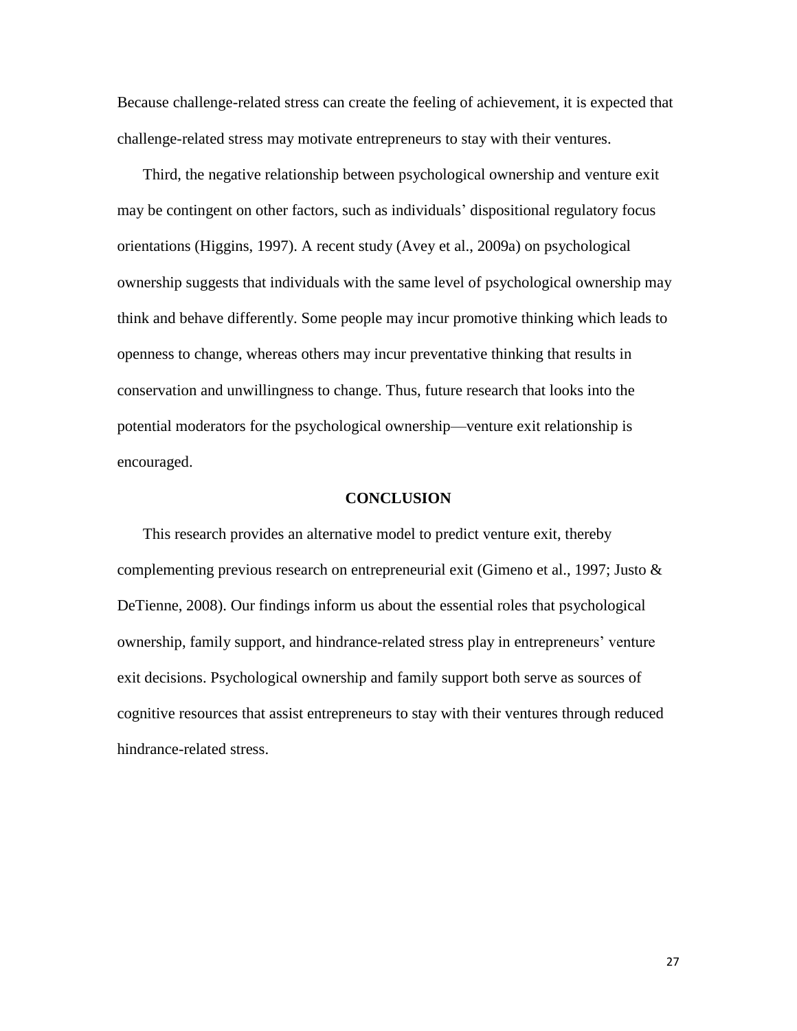Because challenge-related stress can create the feeling of achievement, it is expected that challenge-related stress may motivate entrepreneurs to stay with their ventures.

Third, the negative relationship between psychological ownership and venture exit may be contingent on other factors, such as individuals' dispositional regulatory focus orientations (Higgins, 1997). A recent study (Avey et al., 2009a) on psychological ownership suggests that individuals with the same level of psychological ownership may think and behave differently. Some people may incur promotive thinking which leads to openness to change, whereas others may incur preventative thinking that results in conservation and unwillingness to change. Thus, future research that looks into the potential moderators for the psychological ownership—venture exit relationship is encouraged.

## CONCLUSION

This research provides an alternative model to predict venture exit, thereby complementing previous research on entrepreneurial exit (Gimeno et al., 1997; Justo & DeTienne, 2008). Our findings inform us about the essential roles that psychological ownership, family support, and hindrance-related stress play in entrepreneurs' venture exit decisions. Psychological ownership and family support both serve as sources of cognitive resources that assist entrepreneurs to stay with their ventures through reduced hindrance-related stress.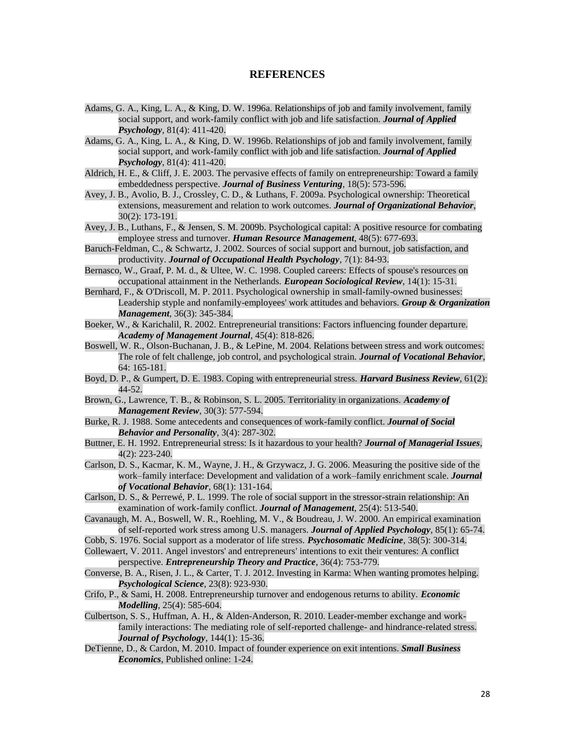## REFERENCES

Adams, G. A., King, L. A., & King, D. W. 1996a. Relationships of job and family involvement, family social support, and work-family conflict with job and life satisfaction. ***Journal of Applied Psychology***, 81(4): 411-420.

Adams, G. A., King, L. A., & King, D. W. 1996b. Relationships of job and family involvement, family social support, and work-family conflict with job and life satisfaction. ***Journal of Applied Psychology***, 81(4): 411-420.

Aldrich, H. E., & Cliff, J. E. 2003. The pervasive effects of family on entrepreneurship: Toward a family embeddedness perspective. ***Journal of Business Venturing***, 18(5): 573-596.

Avey, J. B., Avolio, B. J., Crossley, C. D., & Luthans, F. 2009a. Psychological ownership: Theoretical extensions, measurement and relation to work outcomes. ***Journal of Organizational Behavior***, 30(2): 173-191.

Avey, J. B., Luthans, F., & Jensen, S. M. 2009b. Psychological capital: A positive resource for combating employee stress and turnover. ***Human Resource Management***, 48(5): 677-693.

Baruch-Feldman, C., & Schwartz, J. 2002. Sources of social support and burnout, job satisfaction, and productivity. ***Journal of Occupational Health Psychology***, 7(1): 84-93.

Bernasco, W., Graaf, P. M. d., & Ultee, W. C. 1998. Coupled careers: Effects of spouse's resources on occupational attainment in the Netherlands. ***European Sociological Review***, 14(1): 15-31.

Bernhard, F., & O'Driscoll, M. P. 2011. Psychological ownership in small-family-owned businesses: Leadership styple and nonfamily-employees' work attitudes and behaviors. ***Group & Organization Management***, 36(3): 345-384.

Boeker, W., & Karichalil, R. 2002. Entrepreneurial transitions: Factors influencing founder departure. ***Academy of Management Journal***, 45(4): 818-826.

Boswell, W. R., Olson-Buchanan, J. B., & LePine, M. 2004. Relations between stress and work outcomes: The role of felt challenge, job control, and psychological strain. ***Journal of Vocational Behavior***, 64: 165-181.

Boyd, D. P., & Gumpert, D. E. 1983. Coping with entrepreneurial stress. ***Harvard Business Review***, 61(2): 44-52.

Brown, G., Lawrence, T. B., & Robinson, S. L. 2005. Territoriality in organizations. ***Academy of Management Review***, 30(3): 577-594.

Burke, R. J. 1988. Some antecedents and consequences of work-family conflict. ***Journal of Social Behavior and Personality***, 3(4): 287-302.

Buttner, E. H. 1992. Entrepreneurial stress: Is it hazardous to your health? ***Journal of Managerial Issues***, 4(2): 223-240.

Carlson, D. S., Kacmar, K. M., Wayne, J. H., & Grzywacz, J. G. 2006. Measuring the positive side of the work–family interface: Development and validation of a work–family enrichment scale. ***Journal of Vocational Behavior***, 68(1): 131-164.

Carlson, D. S., & Perrewé, P. L. 1999. The role of social support in the stressor-strain relationship: An examination of work-family conflict. ***Journal of Management***, 25(4): 513-540.

Cavanaugh, M. A., Boswell, W. R., Roehling, M. V., & Boudreau, J. W. 2000. An empirical examination of self-reported work stress among U.S. managers. ***Journal of Applied Psychology***, 85(1): 65-74.

Cobb, S. 1976. Social support as a moderator of life stress. ***Psychosomatic Medicine***, 38(5): 300-314.

Collewaert, V. 2011. Angel investors' and entrepreneurs' intentions to exit their ventures: A conflict perspective. ***Entrepreneurship Theory and Practice***, 36(4): 753-779.

Converse, B. A., Risen, J. L., & Carter, T. J. 2012. Investing in Karma: When wanting promotes helping. ***Psychological Science***, 23(8): 923-930.

Crifo, P., & Sami, H. 2008. Entrepreneurship turnover and endogenous returns to ability. ***Economic Modelling***, 25(4): 585-604.

Culbertson, S. S., Huffman, A. H., & Alden-Anderson, R. 2010. Leader-member exchange and work-family interactions: The mediating role of self-reported challenge- and hindrance-related stress. ***Journal of Psychology***, 144(1): 15-36.

DeTienne, D., & Cardon, M. 2010. Impact of founder experience on exit intentions. ***Small Business Economics***, Published online: 1-24.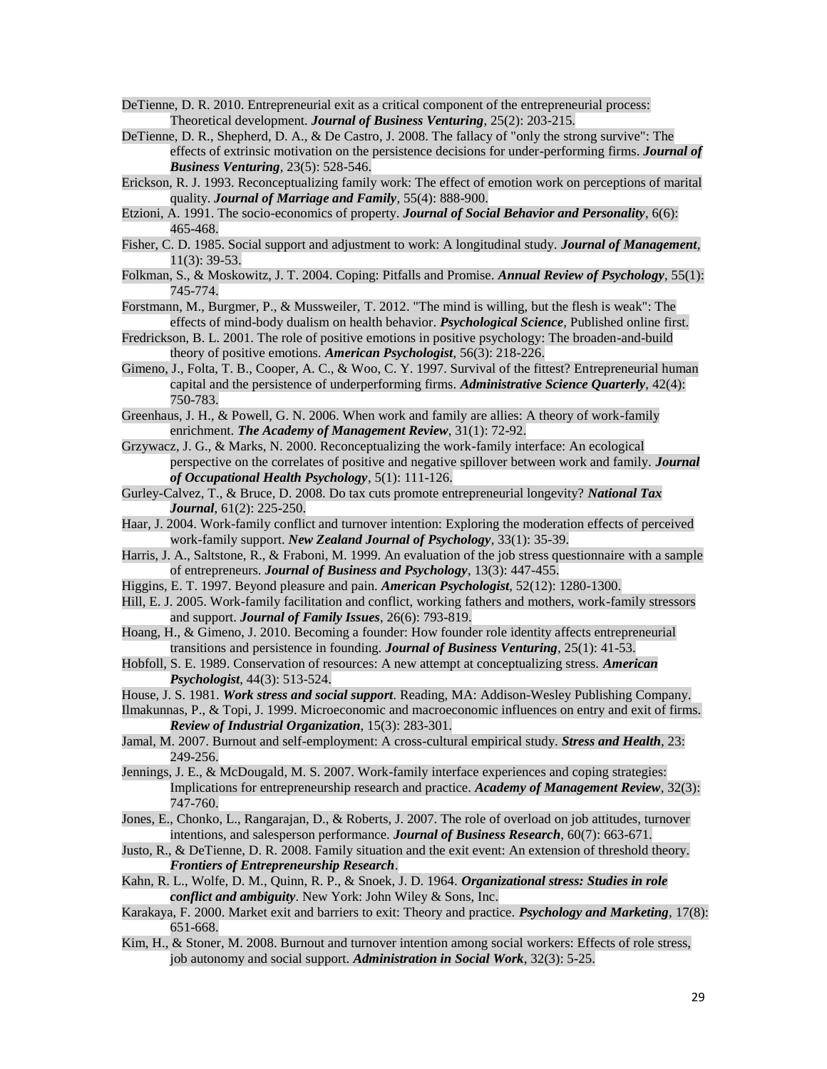DeTienne, D. R. 2010. Entrepreneurial exit as a critical component of the entrepreneurial process: Theoretical development. ***Journal of Business Venturing***, 25(2): 203-215.

DeTienne, D. R., Shepherd, D. A., & De Castro, J. 2008. The fallacy of "only the strong survive": The effects of extrinsic motivation on the persistence decisions for under-performing firms. ***Journal of Business Venturing***, 23(5): 528-546.

Erickson, R. J. 1993. Reconceptualizing family work: The effect of emotion work on perceptions of marital quality. ***Journal of Marriage and Family***, 55(4): 888-900.

Etzioni, A. 1991. The socio-economics of property. ***Journal of Social Behavior and Personality***, 6(6): 465-468.

Fisher, C. D. 1985. Social support and adjustment to work: A longitudinal study. ***Journal of Management***, 11(3): 39-53.

Folkman, S., & Moskowitz, J. T. 2004. Coping: Pitfalls and Promise. ***Annual Review of Psychology***, 55(1): 745-774.

Forstmann, M., Burgmer, P., & Mussweiler, T. 2012. "The mind is willing, but the flesh is weak": The effects of mind-body dualism on health behavior. ***Psychological Science***, Published online first.

Fredrickson, B. L. 2001. The role of positive emotions in positive psychology: The broaden-and-build theory of positive emotions. ***American Psychologist***, 56(3): 218-226.

Gimeno, J., Folta, T. B., Cooper, A. C., & Woo, C. Y. 1997. Survival of the fittest? Entrepreneurial human capital and the persistence of underperforming firms. ***Administrative Science Quarterly***, 42(4): 750-783.

Greenhaus, J. H., & Powell, G. N. 2006. When work and family are allies: A theory of work-family enrichment. ***The Academy of Management Review***, 31(1): 72-92.

Grzywacz, J. G., & Marks, N. 2000. Reconceptualizing the work-family interface: An ecological perspective on the correlates of positive and negative spillover between work and family. ***Journal of Occupational Health Psychology***, 5(1): 111-126.

Gurley-Calvez, T., & Bruce, D. 2008. Do tax cuts promote entrepreneurial longevity? ***National Tax Journal***, 61(2): 225-250.

Haar, J. 2004. Work-family conflict and turnover intention: Exploring the moderation effects of perceived work-family support. ***New Zealand Journal of Psychology***, 33(1): 35-39.

Harris, J. A., Saltstone, R., & Fraboni, M. 1999. An evaluation of the job stress questionnaire with a sample of entrepreneurs. ***Journal of Business and Psychology***, 13(3): 447-455.

Higgins, E. T. 1997. Beyond pleasure and pain. ***American Psychologist***, 52(12): 1280-1300.

Hill, E. J. 2005. Work-family facilitation and conflict, working fathers and mothers, work-family stressors and support. ***Journal of Family Issues***, 26(6): 793-819.

Hoang, H., & Gimeno, J. 2010. Becoming a founder: How founder role identity affects entrepreneurial transitions and persistence in founding. ***Journal of Business Venturing***, 25(1): 41-53.

Hobfoll, S. E. 1989. Conservation of resources: A new attempt at conceptualizing stress. ***American Psychologist***, 44(3): 513-524.

House, J. S. 1981. ***Work stress and social support***. Reading, MA: Addison-Wesley Publishing Company.

Ilmakunnas, P., & Topi, J. 1999. Microeconomic and macroeconomic influences on entry and exit of firms. ***Review of Industrial Organization***, 15(3): 283-301.

Jamal, M. 2007. Burnout and self-employment: A cross-cultural empirical study. ***Stress and Health***, 23: 249-256.

Jennings, J. E., & McDougald, M. S. 2007. Work-family interface experiences and coping strategies: Implications for entrepreneurship research and practice. ***Academy of Management Review***, 32(3): 747-760.

Jones, E., Chonko, L., Rangarajan, D., & Roberts, J. 2007. The role of overload on job attitudes, turnover intentions, and salesperson performance. ***Journal of Business Research***, 60(7): 663-671.

Justo, R., & DeTienne, D. R. 2008. Family situation and the exit event: An extension of threshold theory. ***Frontiers of Entrepreneurship Research***.

Kahn, R. L., Wolfe, D. M., Quinn, R. P., & Snoek, J. D. 1964. ***Organizational stress: Studies in role conflict and ambiguity***. New York: John Wiley & Sons, Inc.

Karakaya, F. 2000. Market exit and barriers to exit: Theory and practice. ***Psychology and Marketing***, 17(8): 651-668.

Kim, H., & Stoner, M. 2008. Burnout and turnover intention among social workers: Effects of role stress, job autonomy and social support. ***Administration in Social Work***, 32(3): 5-25.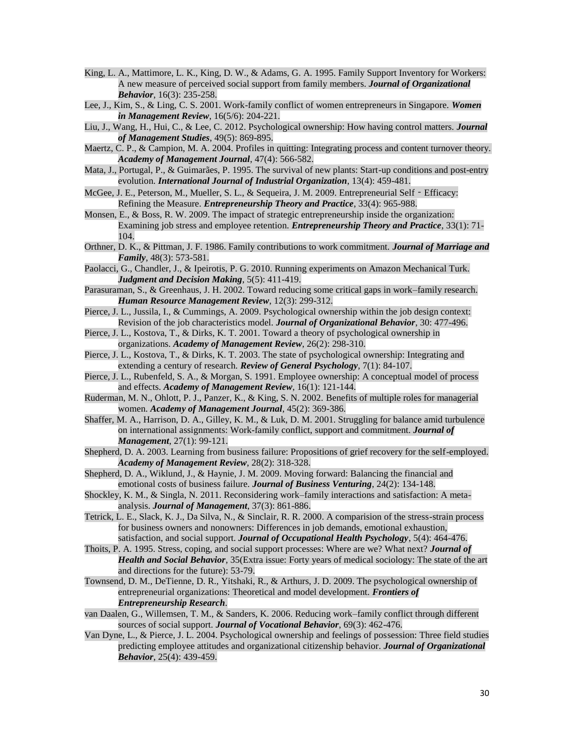King, L. A., Mattimore, L. K., King, D. W., & Adams, G. A. 1995. Family Support Inventory for Workers: A new measure of perceived social support from family members. ***Journal of Organizational Behavior***, 16(3): 235-258.

Lee, J., Kim, S., & Ling, C. S. 2001. Work-family conflict of women entrepreneurs in Singapore. ***Women in Management Review***, 16(5/6): 204-221.

Liu, J., Wang, H., Hui, C., & Lee, C. 2012. Psychological ownership: How having control matters. ***Journal of Management Studies***, 49(5): 869-895.

Maertz, C. P., & Campion, M. A. 2004. Profiles in quitting: Integrating process and content turnover theory. ***Academy of Management Journal***, 47(4): 566-582.

Mata, J., Portugal, P., & Guimarães, P. 1995. The survival of new plants: Start-up conditions and post-entry evolution. ***International Journal of Industrial Organization***, 13(4): 459-481.

McGee, J. E., Peterson, M., Mueller, S. L., & Sequeira, J. M. 2009. Entrepreneurial Self‐Efficacy: Refining the Measure. ***Entrepreneurship Theory and Practice***, 33(4): 965-988.

Monsen, E., & Boss, R. W. 2009. The impact of strategic entrepreneurship inside the organization: Examining job stress and employee retention. ***Entrepreneurship Theory and Practice***, 33(1): 71-104.

Orthner, D. K., & Pittman, J. F. 1986. Family contributions to work commitment. ***Journal of Marriage and Family***, 48(3): 573-581.

Paolacci, G., Chandler, J., & Ipeirotis, P. G. 2010. Running experiments on Amazon Mechanical Turk. ***Judgment and Decision Making***, 5(5): 411-419.

Parasuraman, S., & Greenhaus, J. H. 2002. Toward reducing some critical gaps in work–family research. ***Human Resource Management Review***, 12(3): 299-312.

Pierce, J. L., Jussila, I., & Cummings, A. 2009. Psychological ownership within the job design context: Revision of the job characteristics model. ***Journal of Organizational Behavior***, 30: 477-496.

Pierce, J. L., Kostova, T., & Dirks, K. T. 2001. Toward a theory of psychological ownership in organizations. ***Academy of Management Review***, 26(2): 298-310.

Pierce, J. L., Kostova, T., & Dirks, K. T. 2003. The state of psychological ownership: Integrating and extending a century of research. ***Review of General Psychology***, 7(1): 84-107.

Pierce, J. L., Rubenfeld, S. A., & Morgan, S. 1991. Employee ownership: A conceptual model of process and effects. ***Academy of Management Review***, 16(1): 121-144.

Ruderman, M. N., Ohlott, P. J., Panzer, K., & King, S. N. 2002. Benefits of multiple roles for managerial women. ***Academy of Management Journal***, 45(2): 369-386.

Shaffer, M. A., Harrison, D. A., Gilley, K. M., & Luk, D. M. 2001. Struggling for balance amid turbulence on international assignments: Work-family conflict, support and commitment. ***Journal of Management***, 27(1): 99-121.

Shepherd, D. A. 2003. Learning from business failure: Propositions of grief recovery for the self-employed. ***Academy of Management Review***, 28(2): 318-328.

Shepherd, D. A., Wiklund, J., & Haynie, J. M. 2009. Moving forward: Balancing the financial and emotional costs of business failure. ***Journal of Business Venturing***, 24(2): 134-148.

Shockley, K. M., & Singla, N. 2011. Reconsidering work–family interactions and satisfaction: A meta-analysis. ***Journal of Management***, 37(3): 861-886.

Tetrick, L. E., Slack, K. J., Da Silva, N., & Sinclair, R. R. 2000. A comparision of the stress-strain process for business owners and nonowners: Differences in job demands, emotional exhaustion, satisfaction, and social support. ***Journal of Occupational Health Psychology***, 5(4): 464-476.

Thoits, P. A. 1995. Stress, coping, and social support processes: Where are we? What next? ***Journal of Health and Social Behavior***, 35(Extra issue: Forty years of medical sociology: The state of the art and directions for the future): 53-79.

Townsend, D. M., DeTienne, D. R., Yitshaki, R., & Arthurs, J. D. 2009. The psychological ownership of entrepreneurial organizations: Theoretical and model development. ***Frontiers of Entrepreneurship Research***.

van Daalen, G., Willemsen, T. M., & Sanders, K. 2006. Reducing work–family conflict through different sources of social support. ***Journal of Vocational Behavior***, 69(3): 462-476.

Van Dyne, L., & Pierce, J. L. 2004. Psychological ownership and feelings of possession: Three field studies predicting employee attitudes and organizational citizenship behavior. ***Journal of Organizational Behavior***, 25(4): 439-459.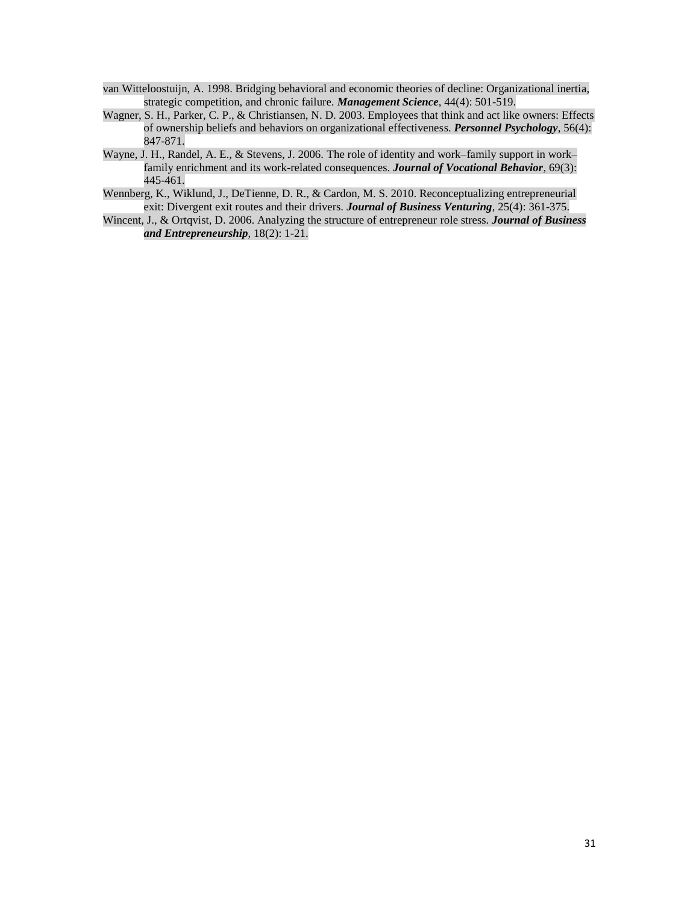van Witteloostuijn, A. 1998. Bridging behavioral and economic theories of decline: Organizational inertia, strategic competition, and chronic failure. ***Management Science***, 44(4): 501-519.

Wagner, S. H., Parker, C. P., & Christiansen, N. D. 2003. Employees that think and act like owners: Effects of ownership beliefs and behaviors on organizational effectiveness. ***Personnel Psychology***, 56(4): 847-871.

Wayne, J. H., Randel, A. E., & Stevens, J. 2006. The role of identity and work–family support in work–family enrichment and its work-related consequences. ***Journal of Vocational Behavior***, 69(3): 445-461.

Wennberg, K., Wiklund, J., DeTienne, D. R., & Cardon, M. S. 2010. Reconceptualizing entrepreneurial exit: Divergent exit routes and their drivers. ***Journal of Business Venturing***, 25(4): 361-375.

Wincent, J., & Ortqvist, D. 2006. Analyzing the structure of entrepreneur role stress. ***Journal of Business and Entrepreneurship***, 18(2): 1-21.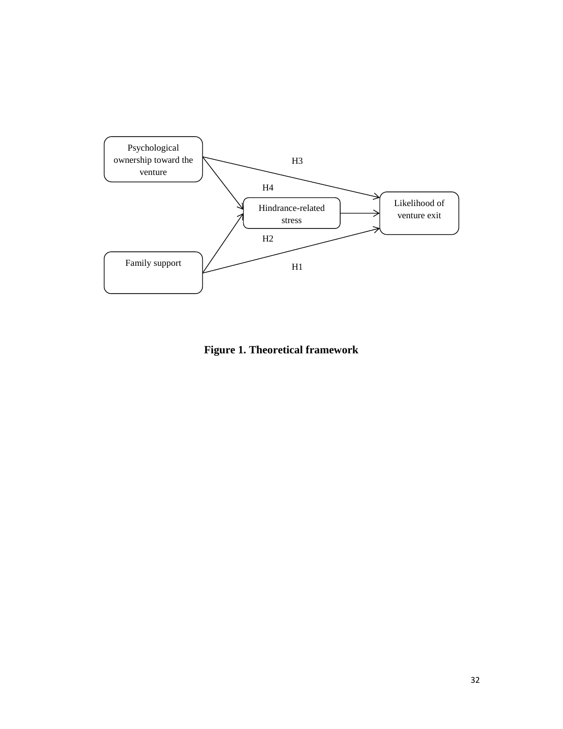Psychological ownership toward the venture

H3

H4

Hindrance-related stress

Likelihood of venture exit

H2

Family support

H1

**Figure 1. Theoretical framework**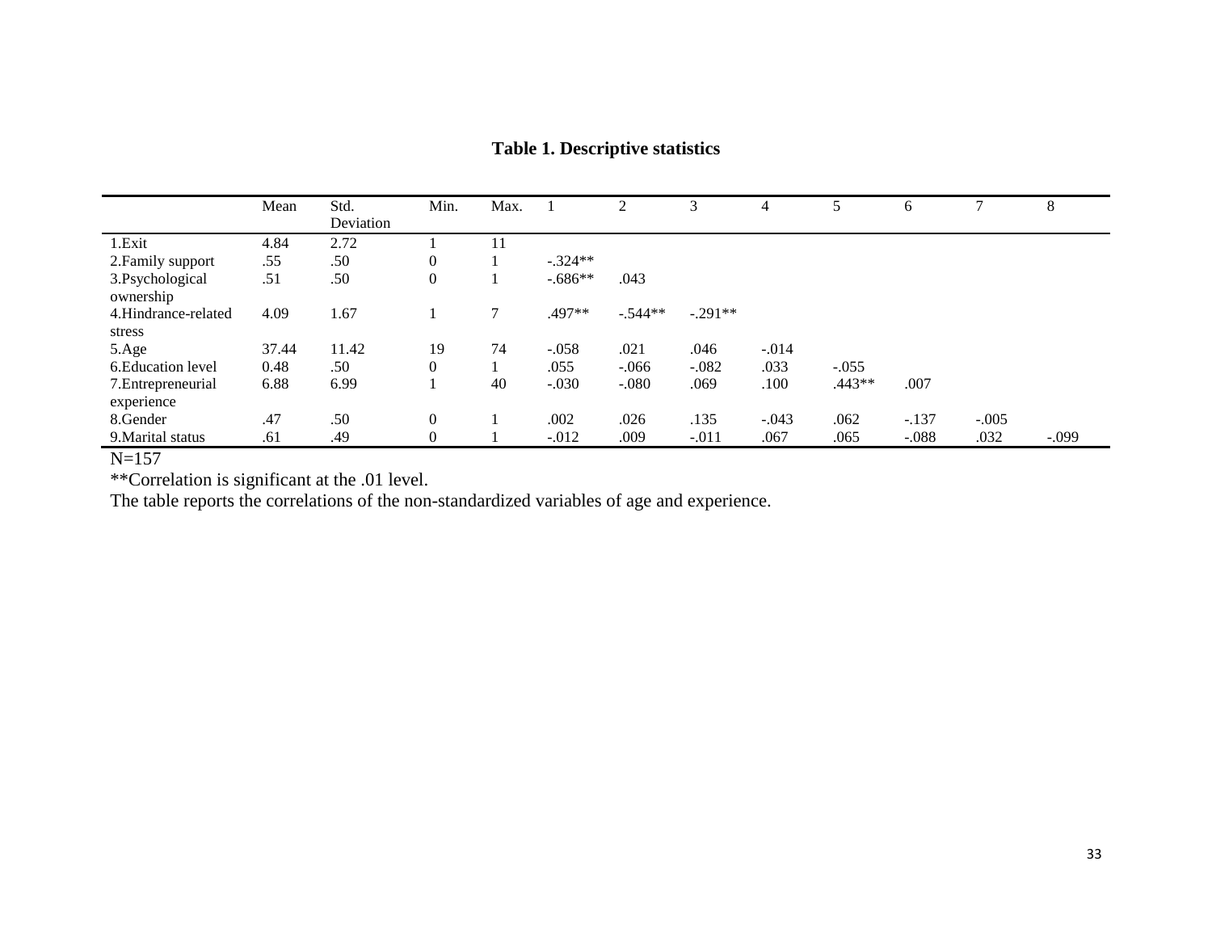**Table 1. Descriptive statistics**

| | Mean | Std. Deviation | Min. | Max. | 1 | 2 | 3 | 4 | 5 | 6 | 7 | 8 |
|---|---|---|---|---|---|---|---|---|---|---|---|---|
| 1.Exit | 4.84 | 2.72 | 1 | 11 | | | | | | | | |
| 2.Family support | .55 | .50 | 0 | 1 | -.324** | | | | | | | |
| 3.Psychological ownership | .51 | .50 | 0 | 1 | -.686** | .043 | | | | | | |
| 4.Hindrance-related stress | 4.09 | 1.67 | 1 | 7 | .497** | -.544** | -.291** | | | | | |
| 5.Age | 37.44 | 11.42 | 19 | 74 | -.058 | .021 | .046 | -.014 | | | | |
| 6.Education level | 0.48 | .50 | 0 | 1 | .055 | -.066 | -.082 | .033 | -.055 | | | |
| 7.Entrepreneurial experience | 6.88 | 6.99 | 1 | 40 | -.030 | -.080 | .069 | .100 | .443** | .007 | | |
| 8.Gender | .47 | .50 | 0 | 1 | .002 | .026 | .135 | -.043 | .062 | -.137 | -.005 | |
| 9.Marital status | .61 | .49 | 0 | 1 | -.012 | .009 | -.011 | .067 | .065 | -.088 | .032 | -.099 |

N=157

**Correlation is significant at the .01 level.

The table reports the correlations of the non-standardized variables of age and experience.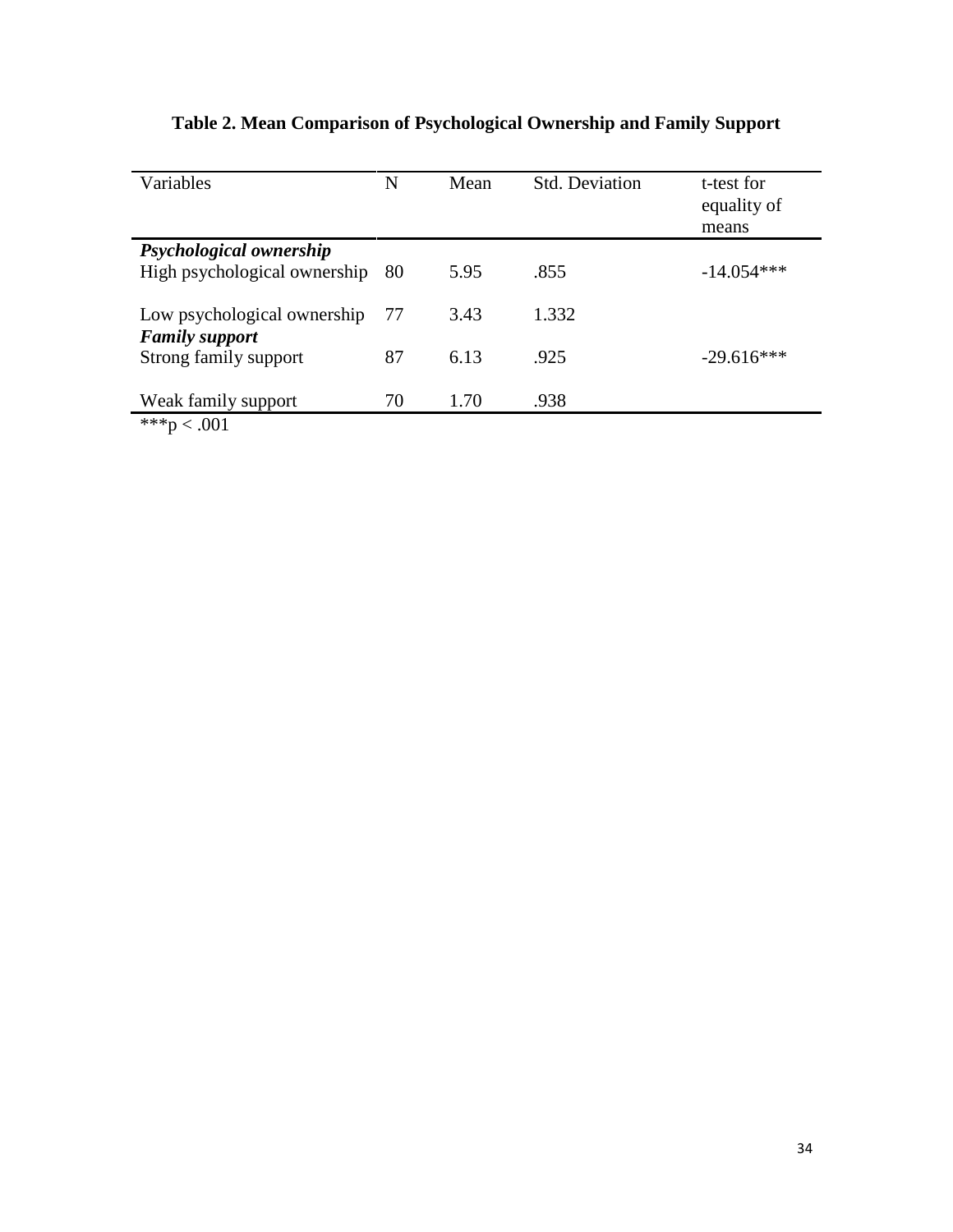**Table 2. Mean Comparison of Psychological Ownership and Family Support**

| Variables | N | Mean | Std. Deviation | t-test for equality of means |
|---|---|---|---|---|
| ***Psychological ownership*** | | | | |
| High psychological ownership | 80 | 5.95 | .855 | -14.054*** |
| Low psychological ownership | 77 | 3.43 | 1.332 | |
| ***Family support*** | | | | |
| Strong family support | 87 | 6.13 | .925 | -29.616*** |
| Weak family support | 70 | 1.70 | .938 | |

***$p < .001$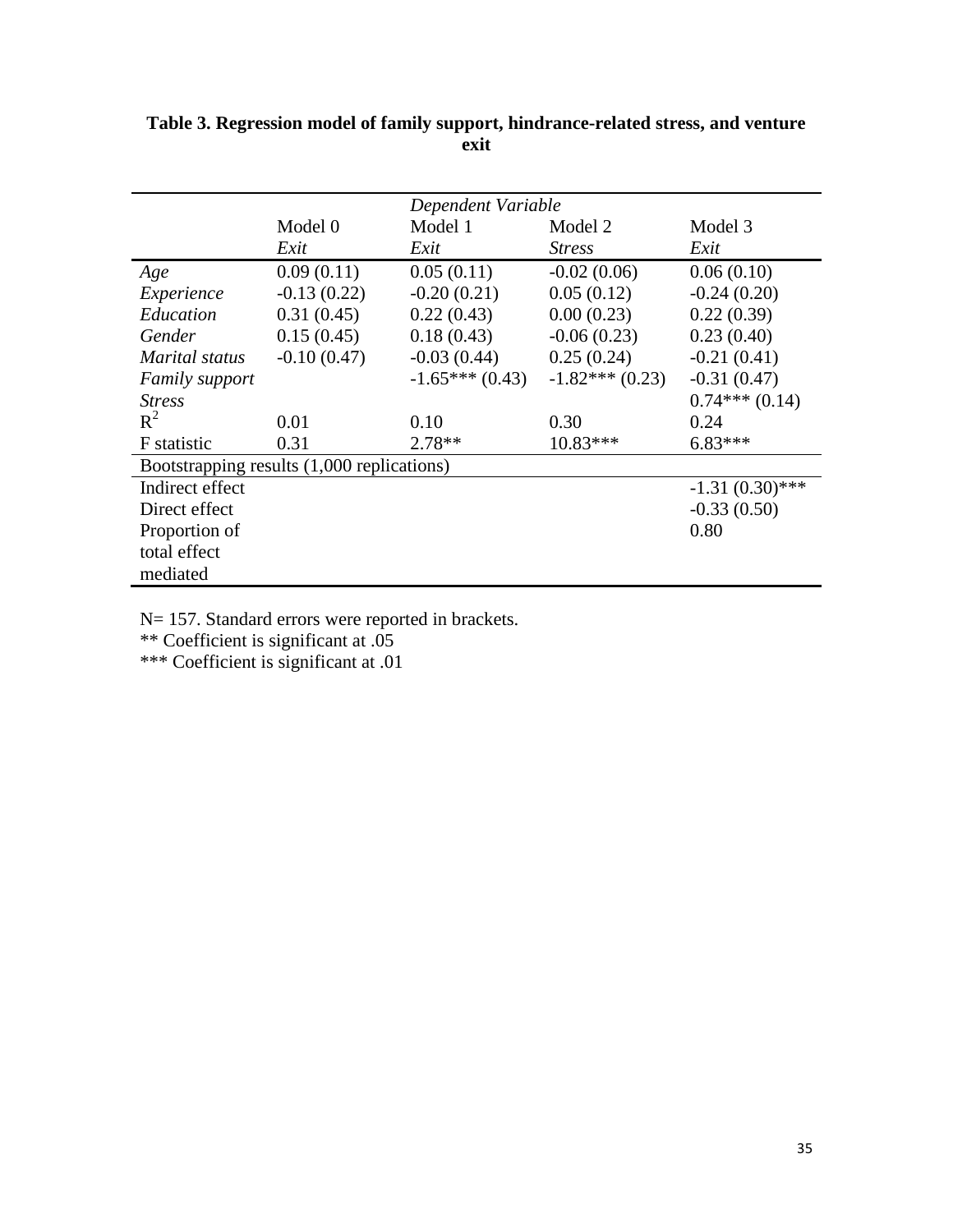**Table 3. Regression model of family support, hindrance-related stress, and venture exit**

| | *Dependent Variable* | | | |
|---|---|---|---|---|
| | Model 0 | Model 1 | Model 2 | Model 3 |
| | *Exit* | *Exit* | *Stress* | *Exit* |
| *Age* | 0.09 (0.11) | 0.05 (0.11) | -0.02 (0.06) | 0.06 (0.10) |
| *Experience* | -0.13 (0.22) | -0.20 (0.21) | 0.05 (0.12) | -0.24 (0.20) |
| *Education* | 0.31 (0.45) | 0.22 (0.43) | 0.00 (0.23) | 0.22 (0.39) |
| *Gender* | 0.15 (0.45) | 0.18 (0.43) | -0.06 (0.23) | 0.23 (0.40) |
| *Marital status* | -0.10 (0.47) | -0.03 (0.44) | 0.25 (0.24) | -0.21 (0.41) |
| *Family support* | | -1.65*** (0.43) | -1.82*** (0.23) | -0.31 (0.47) |
| *Stress* | | | | 0.74*** (0.14) |
| $R^2$ | 0.01 | 0.10 | 0.30 | 0.24 |
| F statistic | 0.31 | 2.78** | 10.83*** | 6.83*** |
| Bootstrapping results (1,000 replications) | | | | |
| Indirect effect | | | | -1.31 (0.30)*** |
| Direct effect | | | | -0.33 (0.50) |
| Proportion of total effect mediated | | | | 0.80 |

N= 157. Standard errors were reported in brackets.

** Coefficient is significant at .05

*** Coefficient is significant at .01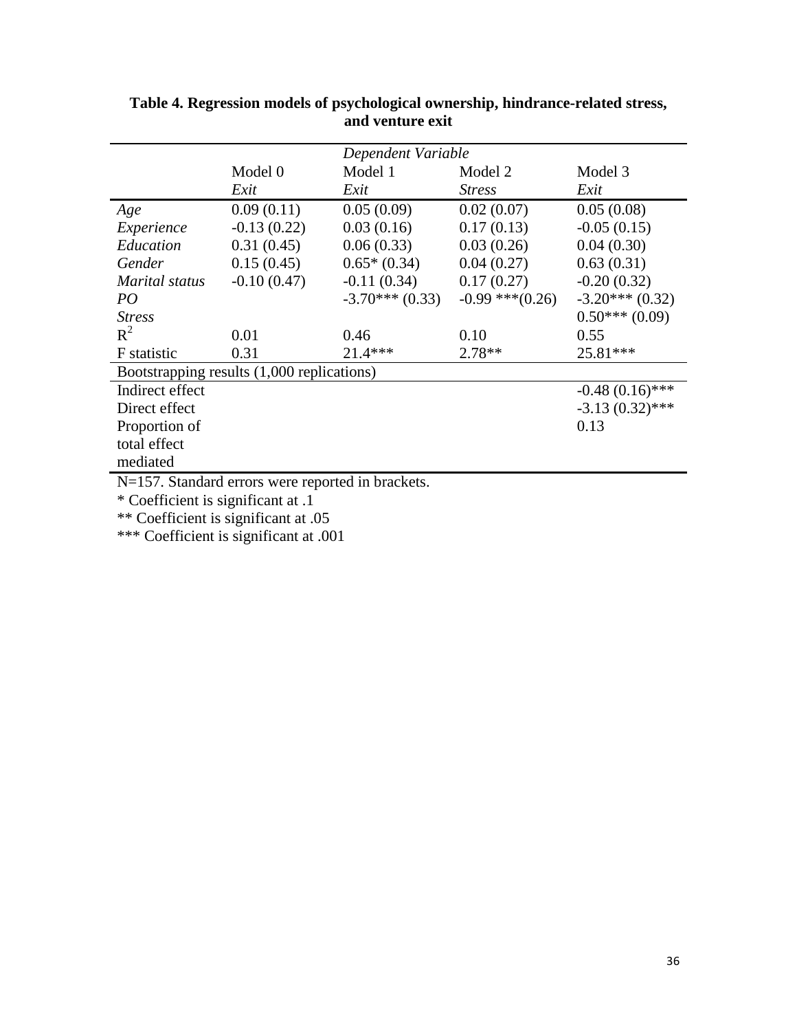**Table 4. Regression models of psychological ownership, hindrance-related stress, and venture exit**

| | *Dependent Variable* | | | |
|---|---|---|---|---|
| | Model 0 *Exit* | Model 1 *Exit* | Model 2 *Stress* | Model 3 *Exit* |
| *Age* | 0.09 (0.11) | 0.05 (0.09) | 0.02 (0.07) | 0.05 (0.08) |
| *Experience* | -0.13 (0.22) | 0.03 (0.16) | 0.17 (0.13) | -0.05 (0.15) |
| *Education* | 0.31 (0.45) | 0.06 (0.33) | 0.03 (0.26) | 0.04 (0.30) |
| *Gender* | 0.15 (0.45) | 0.65* (0.34) | 0.04 (0.27) | 0.63 (0.31) |
| *Marital status* | -0.10 (0.47) | -0.11 (0.34) | 0.17 (0.27) | -0.20 (0.32) |
| *PO* | | -3.70*** (0.33) | -0.99 ***(0.26) | -3.20*** (0.32) |
| *Stress* | | | | 0.50*** (0.09) |
| $R^2$ | 0.01 | 0.46 | 0.10 | 0.55 |
| F statistic | 0.31 | 21.4*** | 2.78** | 25.81*** |
| Bootstrapping results (1,000 replications) | | | | |
| Indirect effect | | | | -0.48 (0.16)*** |
| Direct effect | | | | -3.13 (0.32)*** |
| Proportion of total effect mediated | | | | 0.13 |

N=157. Standard errors were reported in brackets.

* Coefficient is significant at .1

** Coefficient is significant at .05

*** Coefficient is significant at .001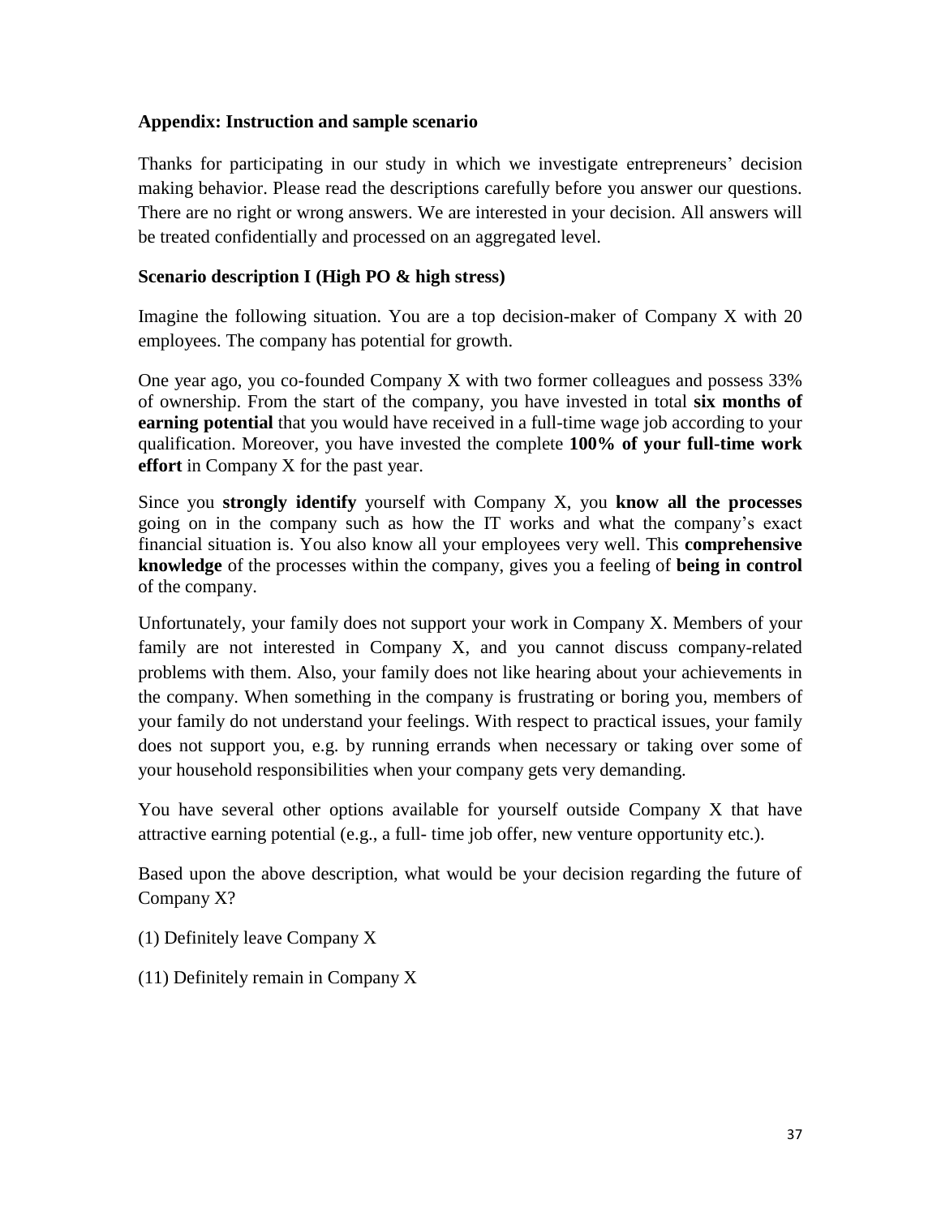## Appendix: Instruction and sample scenario

Thanks for participating in our study in which we investigate entrepreneurs' decision making behavior. Please read the descriptions carefully before you answer our questions. There are no right or wrong answers. We are interested in your decision. All answers will be treated confidentially and processed on an aggregated level.

### Scenario description I (High PO & high stress)

Imagine the following situation. You are a top decision-maker of Company X with 20 employees. The company has potential for growth.

One year ago, you co-founded Company X with two former colleagues and possess 33% of ownership. From the start of the company, you have invested in total **six months of earning potential** that you would have received in a full-time wage job according to your qualification. Moreover, you have invested the complete **100% of your full-time work effort** in Company X for the past year.

Since you **strongly identify** yourself with Company X, you **know all the processes** going on in the company such as how the IT works and what the company's exact financial situation is. You also know all your employees very well. This **comprehensive knowledge** of the processes within the company, gives you a feeling of **being in control** of the company.

Unfortunately, your family does not support your work in Company X. Members of your family are not interested in Company X, and you cannot discuss company-related problems with them. Also, your family does not like hearing about your achievements in the company. When something in the company is frustrating or boring you, members of your family do not understand your feelings. With respect to practical issues, your family does not support you, e.g. by running errands when necessary or taking over some of your household responsibilities when your company gets very demanding.

You have several other options available for yourself outside Company X that have attractive earning potential (e.g., a full- time job offer, new venture opportunity etc.).

Based upon the above description, what would be your decision regarding the future of Company X?

(1) Definitely leave Company X

(11) Definitely remain in Company X